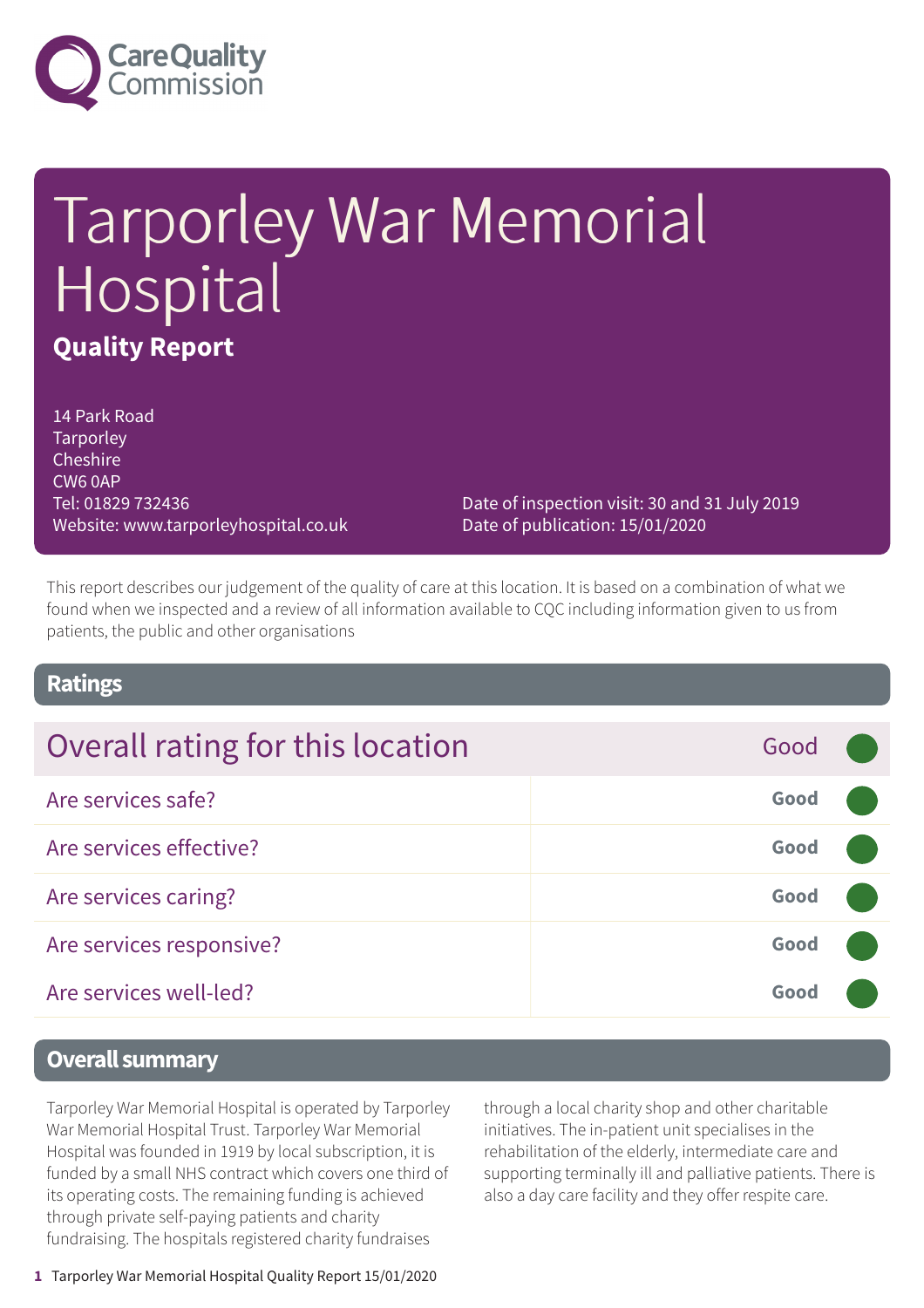# Tarporley War Memorial Hospital

## Quality Report

14 Park Road
Tarporley
Cheshire
CW6 0AP
Tel: 01829 732436
Website: www.tarporleyhospital.co.uk

Date of inspection visit: 30 and 31 July 2019
Date of publication: 15/01/2020

This report describes our judgement of the quality of care at this location. It is based on a combination of what we found when we inspected and a review of all information available to CQC including information given to us from patients, the public and other organisations

## Ratings

| Overall rating for this location | Good |
|---|---|
| Are services safe? | Good |
| Are services effective? | Good |
| Are services caring? | Good |
| Are services responsive? | Good |
| Are services well-led? | Good |

## Overall summary

Tarporley War Memorial Hospital is operated by Tarporley War Memorial Hospital Trust. Tarporley War Memorial Hospital was founded in 1919 by local subscription, it is funded by a small NHS contract which covers one third of its operating costs. The remaining funding is achieved through private self-paying patients and charity fundraising. The hospitals registered charity fundraises through a local charity shop and other charitable initiatives. The in-patient unit specialises in the rehabilitation of the elderly, intermediate care and supporting terminally ill and palliative patients. There is also a day care facility and they offer respite care.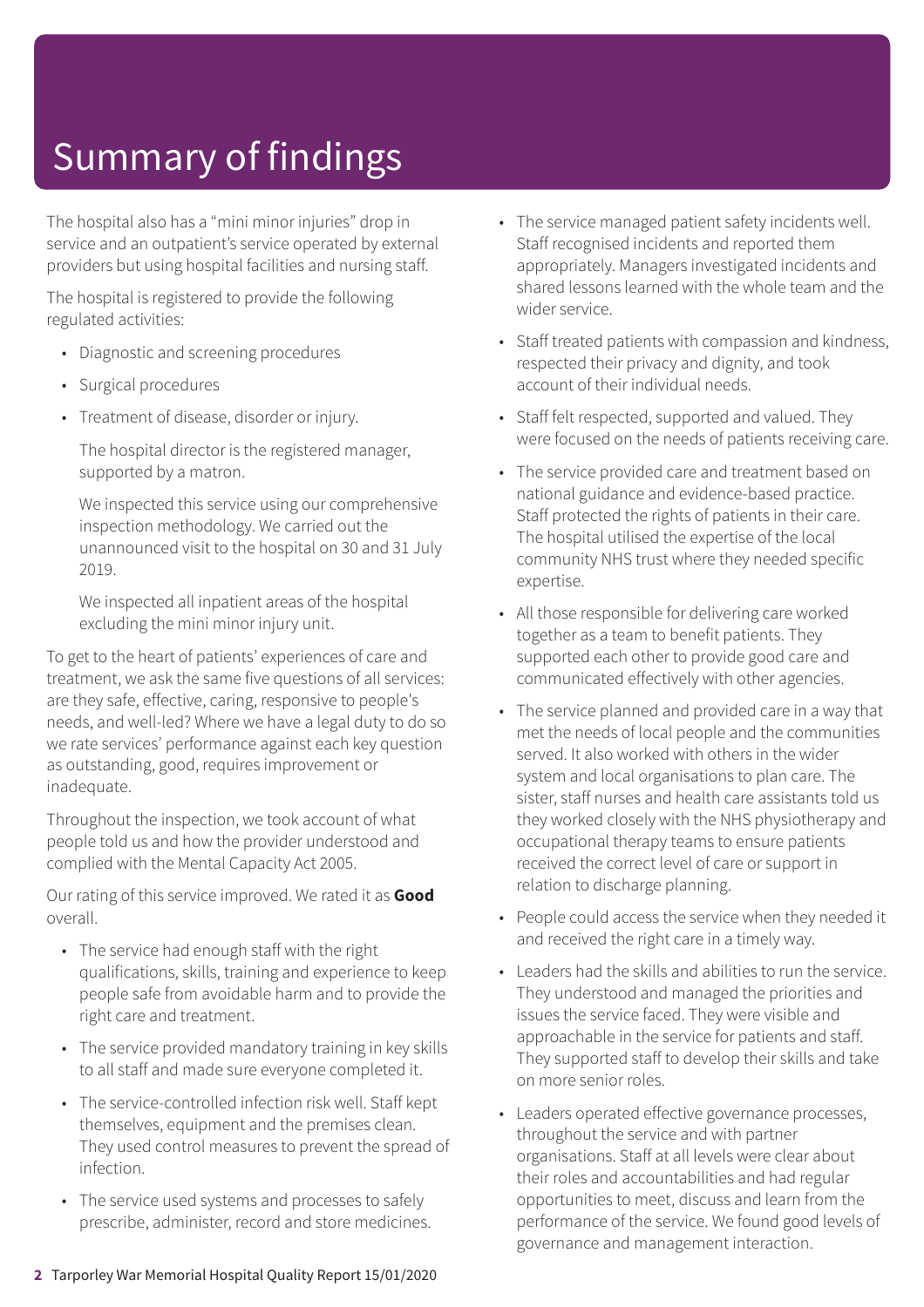# Summary of findings

The hospital also has a "mini minor injuries" drop in service and an outpatient's service operated by external providers but using hospital facilities and nursing staff.

The hospital is registered to provide the following regulated activities:

- Diagnostic and screening procedures
- Surgical procedures
- Treatment of disease, disorder or injury.

The hospital director is the registered manager, supported by a matron.

We inspected this service using our comprehensive inspection methodology. We carried out the unannounced visit to the hospital on 30 and 31 July 2019.

We inspected all inpatient areas of the hospital excluding the mini minor injury unit.

To get to the heart of patients' experiences of care and treatment, we ask the same five questions of all services: are they safe, effective, caring, responsive to people's needs, and well-led? Where we have a legal duty to do so we rate services' performance against each key question as outstanding, good, requires improvement or inadequate.

Throughout the inspection, we took account of what people told us and how the provider understood and complied with the Mental Capacity Act 2005.

Our rating of this service improved. We rated it as **Good** overall.

- The service had enough staff with the right qualifications, skills, training and experience to keep people safe from avoidable harm and to provide the right care and treatment.
- The service provided mandatory training in key skills to all staff and made sure everyone completed it.
- The service-controlled infection risk well. Staff kept themselves, equipment and the premises clean. They used control measures to prevent the spread of infection.
- The service used systems and processes to safely prescribe, administer, record and store medicines.
- The service managed patient safety incidents well. Staff recognised incidents and reported them appropriately. Managers investigated incidents and shared lessons learned with the whole team and the wider service.
- Staff treated patients with compassion and kindness, respected their privacy and dignity, and took account of their individual needs.
- Staff felt respected, supported and valued. They were focused on the needs of patients receiving care.
- The service provided care and treatment based on national guidance and evidence-based practice. Staff protected the rights of patients in their care. The hospital utilised the expertise of the local community NHS trust where they needed specific expertise.
- All those responsible for delivering care worked together as a team to benefit patients. They supported each other to provide good care and communicated effectively with other agencies.
- The service planned and provided care in a way that met the needs of local people and the communities served. It also worked with others in the wider system and local organisations to plan care. The sister, staff nurses and health care assistants told us they worked closely with the NHS physiotherapy and occupational therapy teams to ensure patients received the correct level of care or support in relation to discharge planning.
- People could access the service when they needed it and received the right care in a timely way.
- Leaders had the skills and abilities to run the service. They understood and managed the priorities and issues the service faced. They were visible and approachable in the service for patients and staff. They supported staff to develop their skills and take on more senior roles.
- Leaders operated effective governance processes, throughout the service and with partner organisations. Staff at all levels were clear about their roles and accountabilities and had regular opportunities to meet, discuss and learn from the performance of the service. We found good levels of governance and management interaction.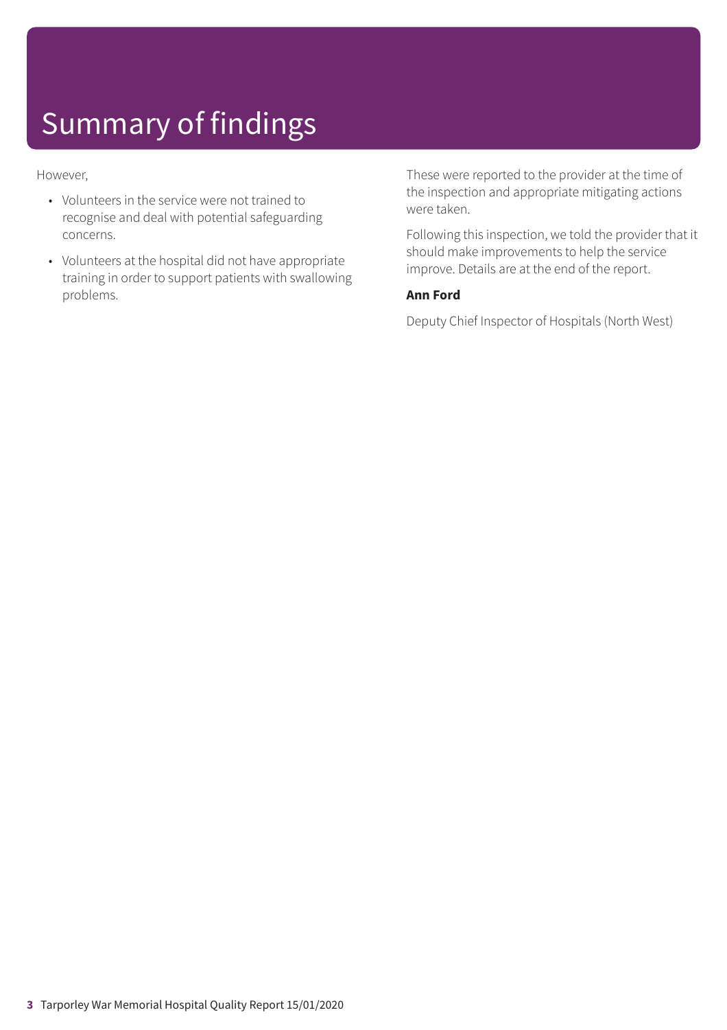# Summary of findings

However,

- Volunteers in the service were not trained to recognise and deal with potential safeguarding concerns.
- Volunteers at the hospital did not have appropriate training in order to support patients with swallowing problems.

These were reported to the provider at the time of the inspection and appropriate mitigating actions were taken.

Following this inspection, we told the provider that it should make improvements to help the service improve. Details are at the end of the report.

**Ann Ford**

Deputy Chief Inspector of Hospitals (North West)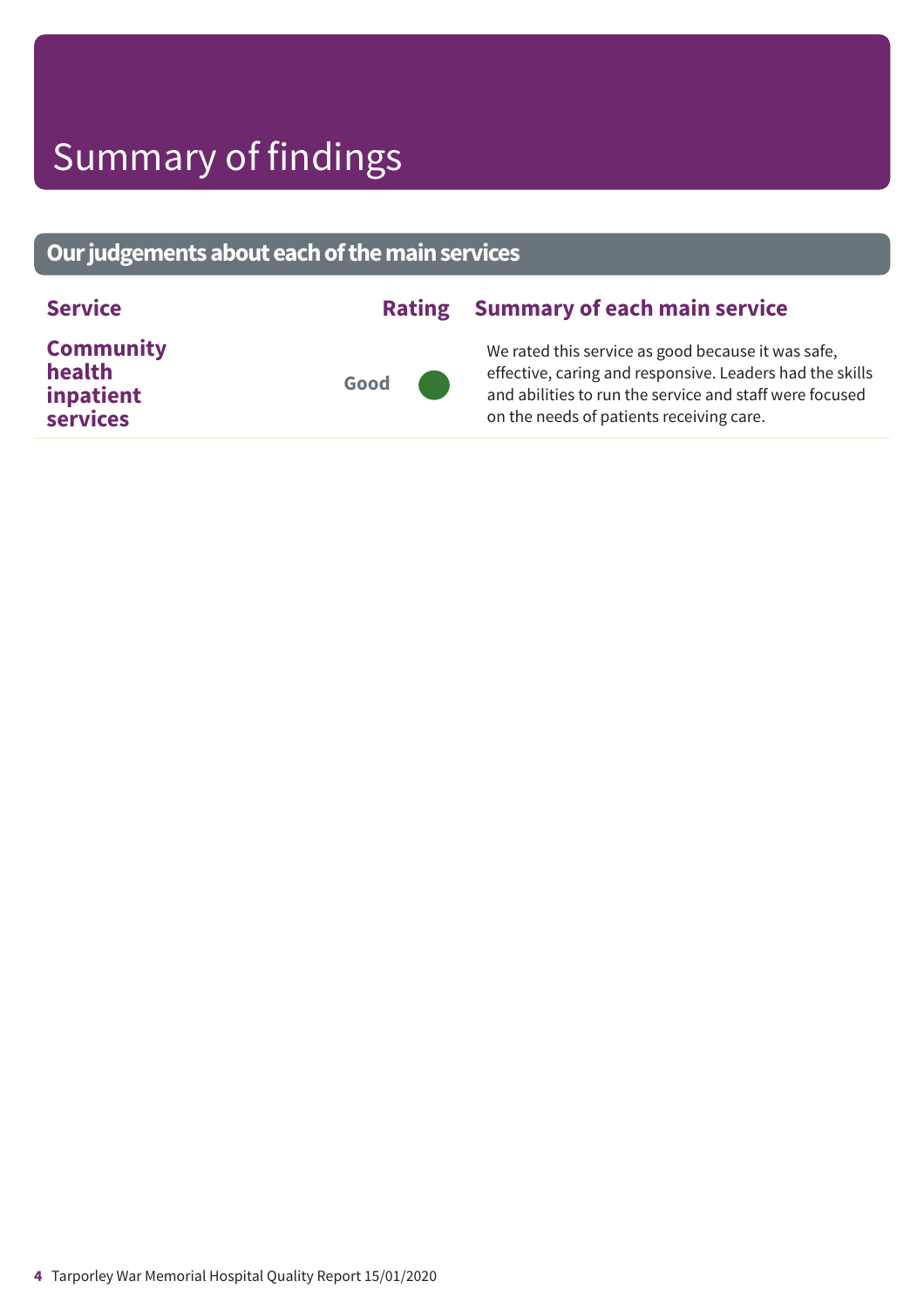# Summary of findings

## Our judgements about each of the main services

| Service | Rating | Summary of each main service |
| --- | --- | --- |
| **Community health inpatient services** | Good | We rated this service as good because it was safe, effective, caring and responsive. Leaders had the skills and abilities to run the service and staff were focused on the needs of patients receiving care. |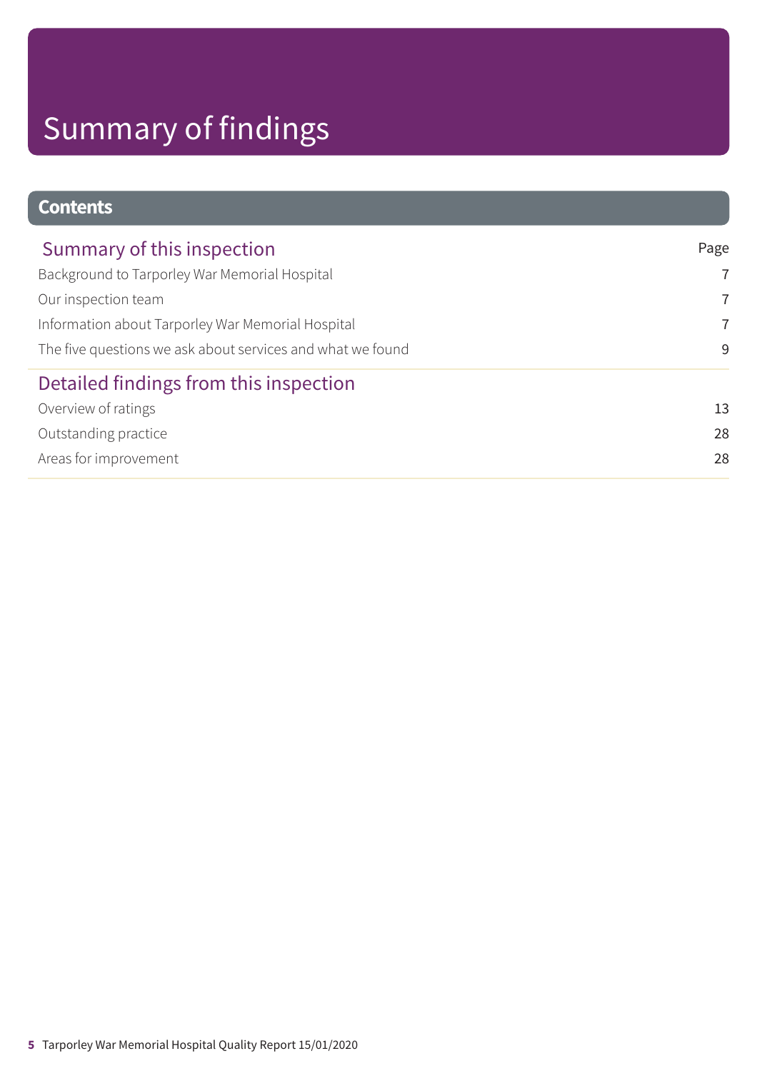# Summary of findings

## Contents

| Summary of this inspection | Page |
| --- | --- |
| Background to Tarporley War Memorial Hospital | 7 |
| Our inspection team | 7 |
| Information about Tarporley War Memorial Hospital | 7 |
| The five questions we ask about services and what we found | 9 |

| Detailed findings from this inspection | |
| --- | --- |
| Overview of ratings | 13 |
| Outstanding practice | 28 |
| Areas for improvement | 28 |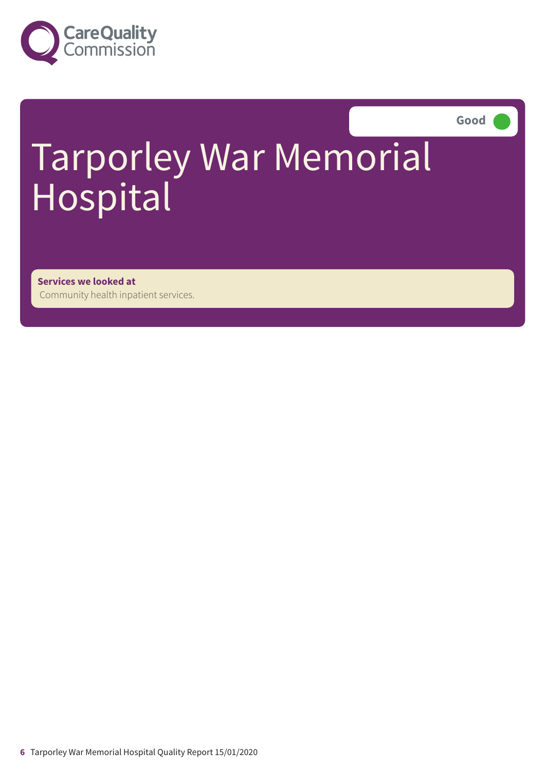Care Quality Commission

Good

# Tarporley War Memorial Hospital

**Services we looked at**

Community health inpatient services.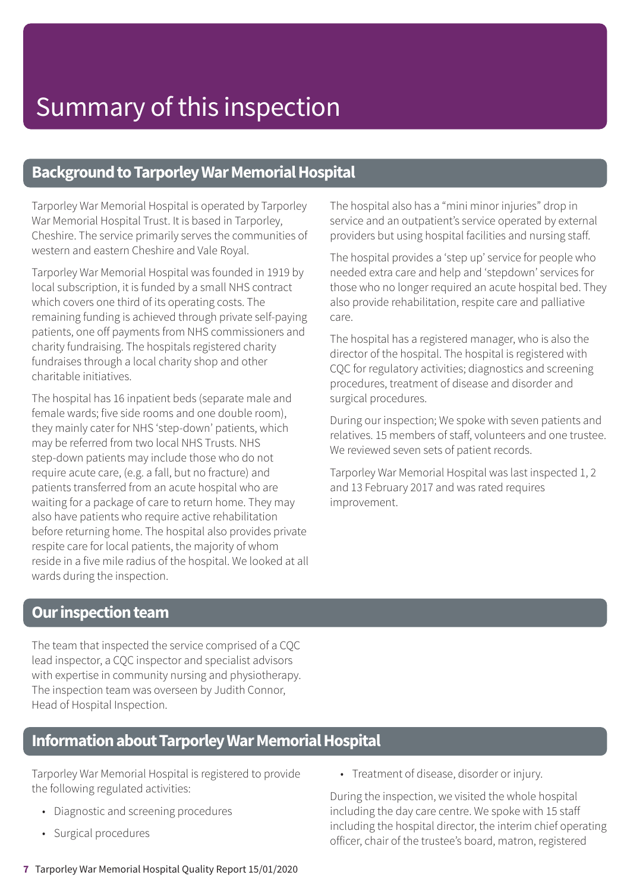# Summary of this inspection

## Background to Tarporley War Memorial Hospital

Tarporley War Memorial Hospital is operated by Tarporley War Memorial Hospital Trust. It is based in Tarporley, Cheshire. The service primarily serves the communities of western and eastern Cheshire and Vale Royal.

Tarporley War Memorial Hospital was founded in 1919 by local subscription, it is funded by a small NHS contract which covers one third of its operating costs. The remaining funding is achieved through private self-paying patients, one off payments from NHS commissioners and charity fundraising. The hospitals registered charity fundraises through a local charity shop and other charitable initiatives.

The hospital has 16 inpatient beds (separate male and female wards; five side rooms and one double room), they mainly cater for NHS 'step-down' patients, which may be referred from two local NHS Trusts. NHS step-down patients may include those who do not require acute care, (e.g. a fall, but no fracture) and patients transferred from an acute hospital who are waiting for a package of care to return home. They may also have patients who require active rehabilitation before returning home. The hospital also provides private respite care for local patients, the majority of whom reside in a five mile radius of the hospital. We looked at all wards during the inspection.

The hospital also has a "mini minor injuries" drop in service and an outpatient's service operated by external providers but using hospital facilities and nursing staff.

The hospital provides a 'step up' service for people who needed extra care and help and 'stepdown' services for those who no longer required an acute hospital bed. They also provide rehabilitation, respite care and palliative care.

The hospital has a registered manager, who is also the director of the hospital. The hospital is registered with CQC for regulatory activities; diagnostics and screening procedures, treatment of disease and disorder and surgical procedures.

During our inspection; We spoke with seven patients and relatives. 15 members of staff, volunteers and one trustee. We reviewed seven sets of patient records.

Tarporley War Memorial Hospital was last inspected 1, 2 and 13 February 2017 and was rated requires improvement.

## Our inspection team

The team that inspected the service comprised of a CQC lead inspector, a CQC inspector and specialist advisors with expertise in community nursing and physiotherapy. The inspection team was overseen by Judith Connor, Head of Hospital Inspection.

## Information about Tarporley War Memorial Hospital

Tarporley War Memorial Hospital is registered to provide the following regulated activities:

- Diagnostic and screening procedures
- Surgical procedures
- Treatment of disease, disorder or injury.

During the inspection, we visited the whole hospital including the day care centre. We spoke with 15 staff including the hospital director, the interim chief operating officer, chair of the trustee's board, matron, registered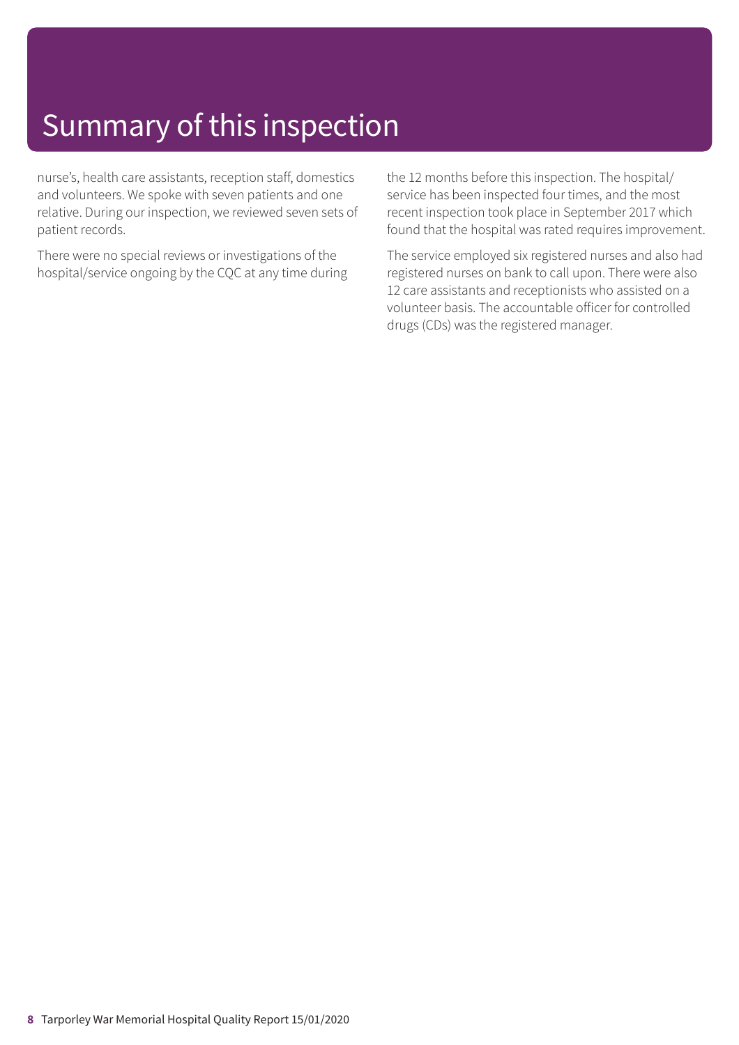# Summary of this inspection

nurse's, health care assistants, reception staff, domestics and volunteers. We spoke with seven patients and one relative. During our inspection, we reviewed seven sets of patient records.

There were no special reviews or investigations of the hospital/service ongoing by the CQC at any time during the 12 months before this inspection. The hospital/ service has been inspected four times, and the most recent inspection took place in September 2017 which found that the hospital was rated requires improvement.

The service employed six registered nurses and also had registered nurses on bank to call upon. There were also 12 care assistants and receptionists who assisted on a volunteer basis. The accountable officer for controlled drugs (CDs) was the registered manager.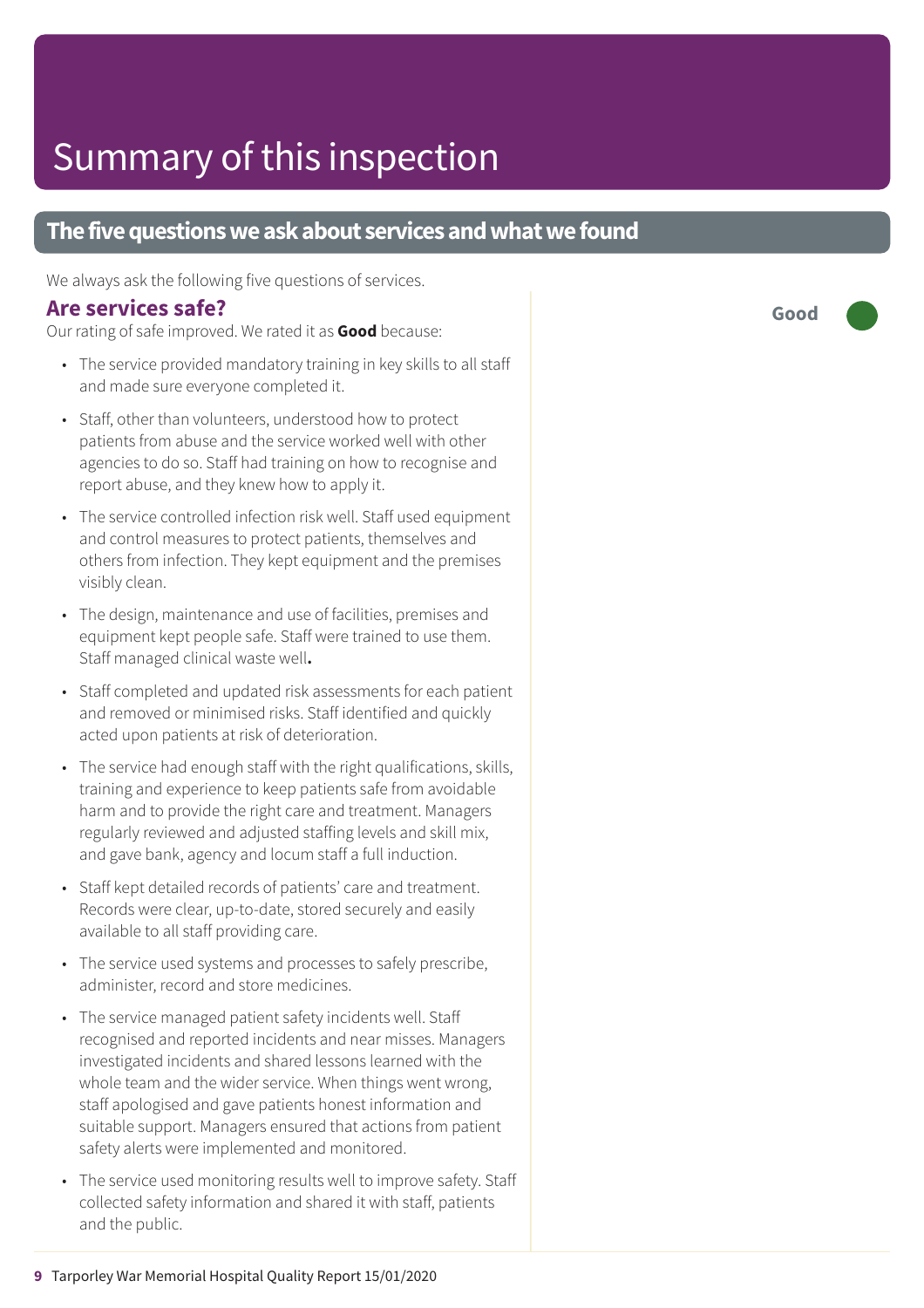# Summary of this inspection

## The five questions we ask about services and what we found

We always ask the following five questions of services.

### Are services safe?

**Good**

Our rating of safe improved. We rated it as **Good** because:

- The service provided mandatory training in key skills to all staff and made sure everyone completed it.
- Staff, other than volunteers, understood how to protect patients from abuse and the service worked well with other agencies to do so. Staff had training on how to recognise and report abuse, and they knew how to apply it.
- The service controlled infection risk well. Staff used equipment and control measures to protect patients, themselves and others from infection. They kept equipment and the premises visibly clean.
- The design, maintenance and use of facilities, premises and equipment kept people safe. Staff were trained to use them. Staff managed clinical waste well**.**
- Staff completed and updated risk assessments for each patient and removed or minimised risks. Staff identified and quickly acted upon patients at risk of deterioration.
- The service had enough staff with the right qualifications, skills, training and experience to keep patients safe from avoidable harm and to provide the right care and treatment. Managers regularly reviewed and adjusted staffing levels and skill mix, and gave bank, agency and locum staff a full induction.
- Staff kept detailed records of patients' care and treatment. Records were clear, up-to-date, stored securely and easily available to all staff providing care.
- The service used systems and processes to safely prescribe, administer, record and store medicines.
- The service managed patient safety incidents well. Staff recognised and reported incidents and near misses. Managers investigated incidents and shared lessons learned with the whole team and the wider service. When things went wrong, staff apologised and gave patients honest information and suitable support. Managers ensured that actions from patient safety alerts were implemented and monitored.
- The service used monitoring results well to improve safety. Staff collected safety information and shared it with staff, patients and the public.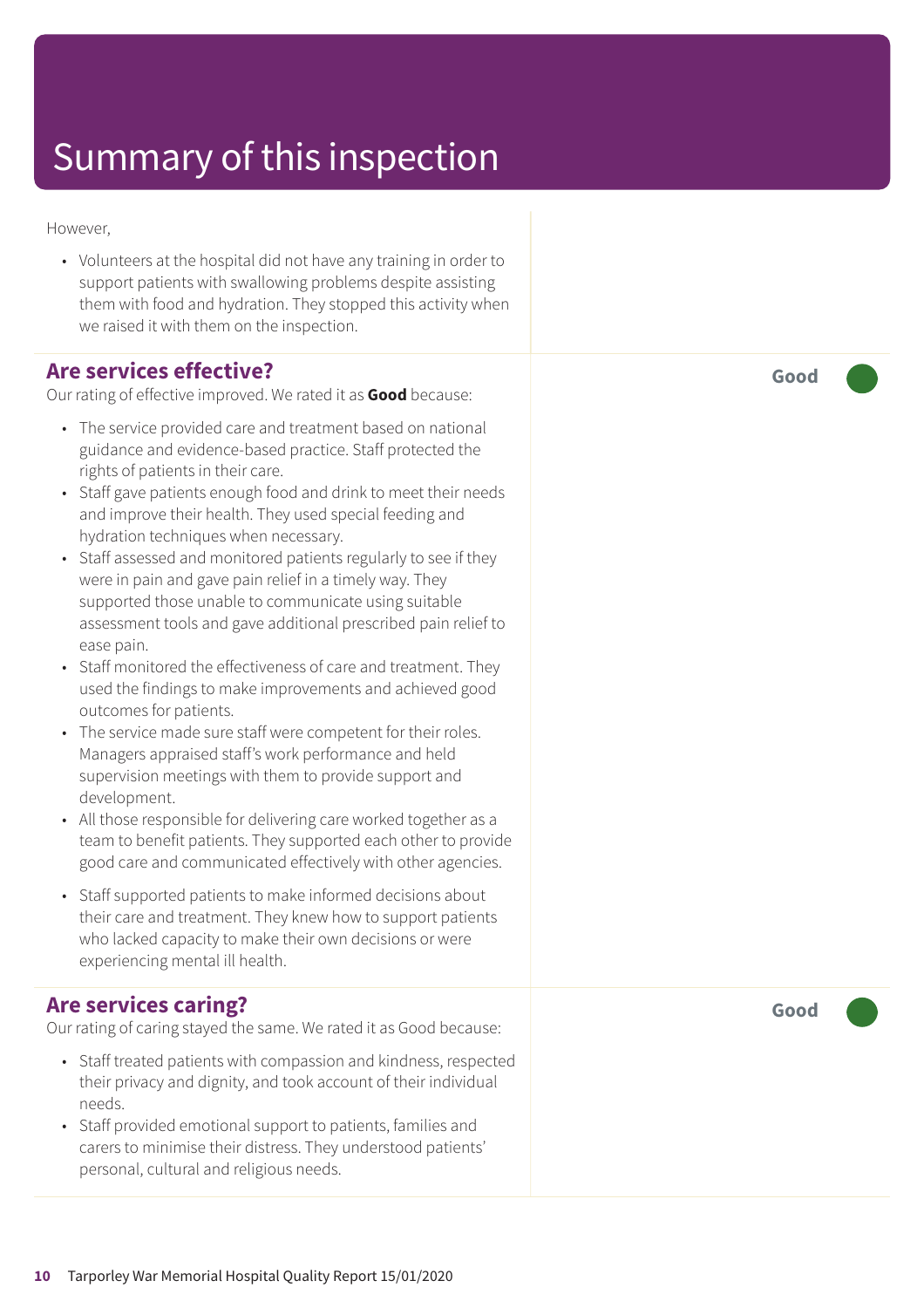# Summary of this inspection

However,

- Volunteers at the hospital did not have any training in order to support patients with swallowing problems despite assisting them with food and hydration. They stopped this activity when we raised it with them on the inspection.

## Are services effective?

**Good**

Our rating of effective improved. We rated it as **Good** because:

- The service provided care and treatment based on national guidance and evidence-based practice. Staff protected the rights of patients in their care.
- Staff gave patients enough food and drink to meet their needs and improve their health. They used special feeding and hydration techniques when necessary.
- Staff assessed and monitored patients regularly to see if they were in pain and gave pain relief in a timely way. They supported those unable to communicate using suitable assessment tools and gave additional prescribed pain relief to ease pain.
- Staff monitored the effectiveness of care and treatment. They used the findings to make improvements and achieved good outcomes for patients.
- The service made sure staff were competent for their roles. Managers appraised staff's work performance and held supervision meetings with them to provide support and development.
- All those responsible for delivering care worked together as a team to benefit patients. They supported each other to provide good care and communicated effectively with other agencies.
- Staff supported patients to make informed decisions about their care and treatment. They knew how to support patients who lacked capacity to make their own decisions or were experiencing mental ill health.

## Are services caring?

**Good**

Our rating of caring stayed the same. We rated it as Good because:

- Staff treated patients with compassion and kindness, respected their privacy and dignity, and took account of their individual needs.
- Staff provided emotional support to patients, families and carers to minimise their distress. They understood patients' personal, cultural and religious needs.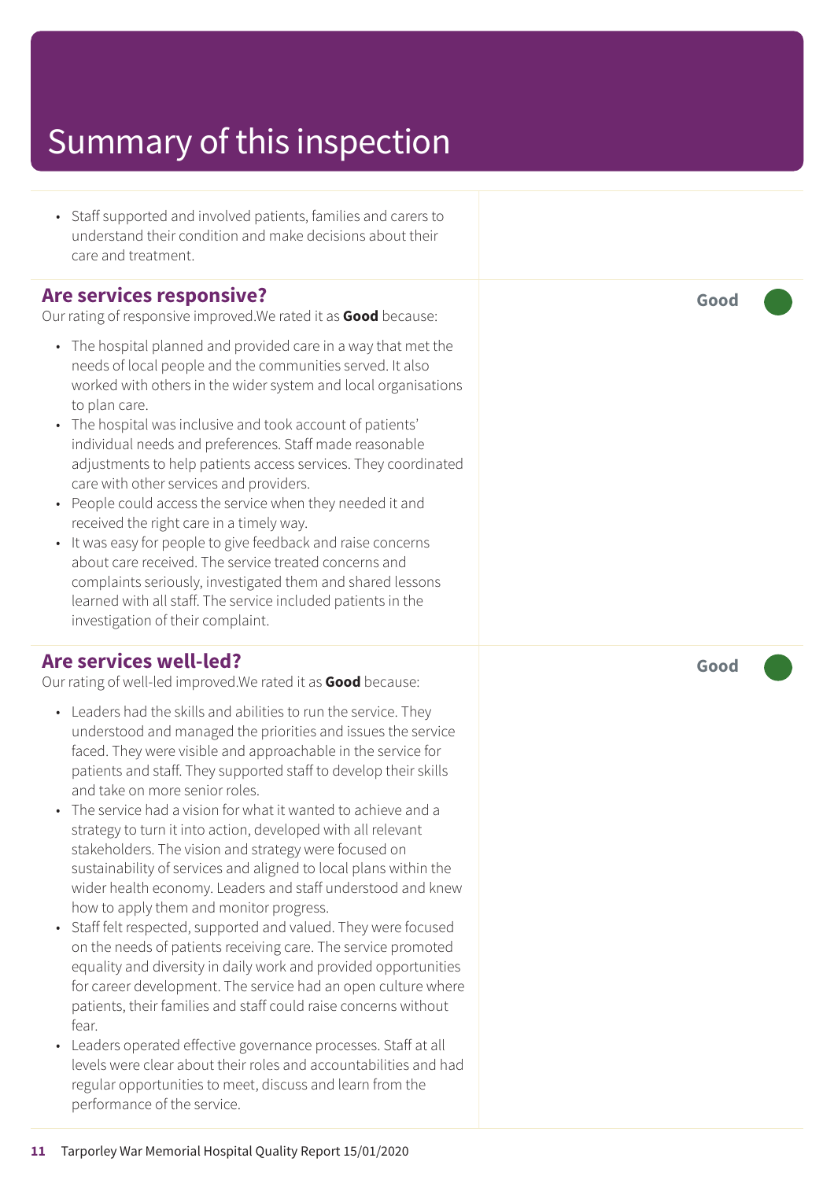# Summary of this inspection

- Staff supported and involved patients, families and carers to understand their condition and make decisions about their care and treatment.

## Are services responsive?

**Good**

Our rating of responsive improved.We rated it as **Good** because:

- The hospital planned and provided care in a way that met the needs of local people and the communities served. It also worked with others in the wider system and local organisations to plan care.
- The hospital was inclusive and took account of patients' individual needs and preferences. Staff made reasonable adjustments to help patients access services. They coordinated care with other services and providers.
- People could access the service when they needed it and received the right care in a timely way.
- It was easy for people to give feedback and raise concerns about care received. The service treated concerns and complaints seriously, investigated them and shared lessons learned with all staff. The service included patients in the investigation of their complaint.

## Are services well-led?

**Good**

Our rating of well-led improved.We rated it as **Good** because:

- Leaders had the skills and abilities to run the service. They understood and managed the priorities and issues the service faced. They were visible and approachable in the service for patients and staff. They supported staff to develop their skills and take on more senior roles.
- The service had a vision for what it wanted to achieve and a strategy to turn it into action, developed with all relevant stakeholders. The vision and strategy were focused on sustainability of services and aligned to local plans within the wider health economy. Leaders and staff understood and knew how to apply them and monitor progress.
- Staff felt respected, supported and valued. They were focused on the needs of patients receiving care. The service promoted equality and diversity in daily work and provided opportunities for career development. The service had an open culture where patients, their families and staff could raise concerns without fear.
- Leaders operated effective governance processes. Staff at all levels were clear about their roles and accountabilities and had regular opportunities to meet, discuss and learn from the performance of the service.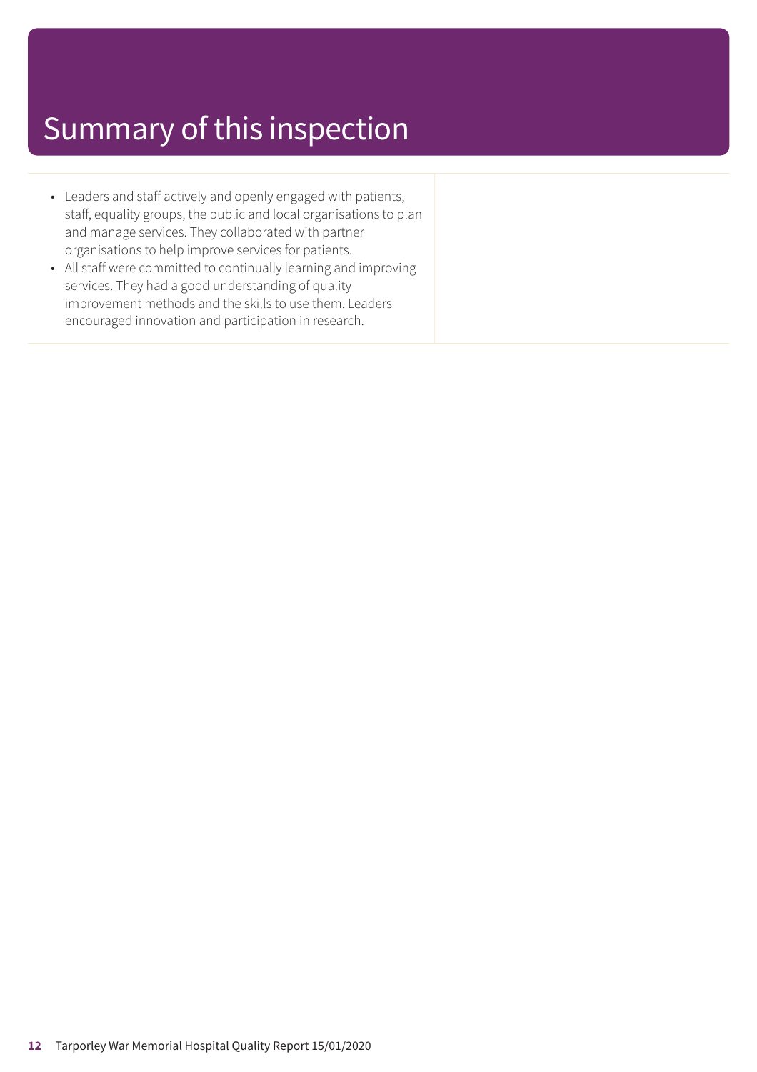# Summary of this inspection

- Leaders and staff actively and openly engaged with patients, staff, equality groups, the public and local organisations to plan and manage services. They collaborated with partner organisations to help improve services for patients.
- All staff were committed to continually learning and improving services. They had a good understanding of quality improvement methods and the skills to use them. Leaders encouraged innovation and participation in research.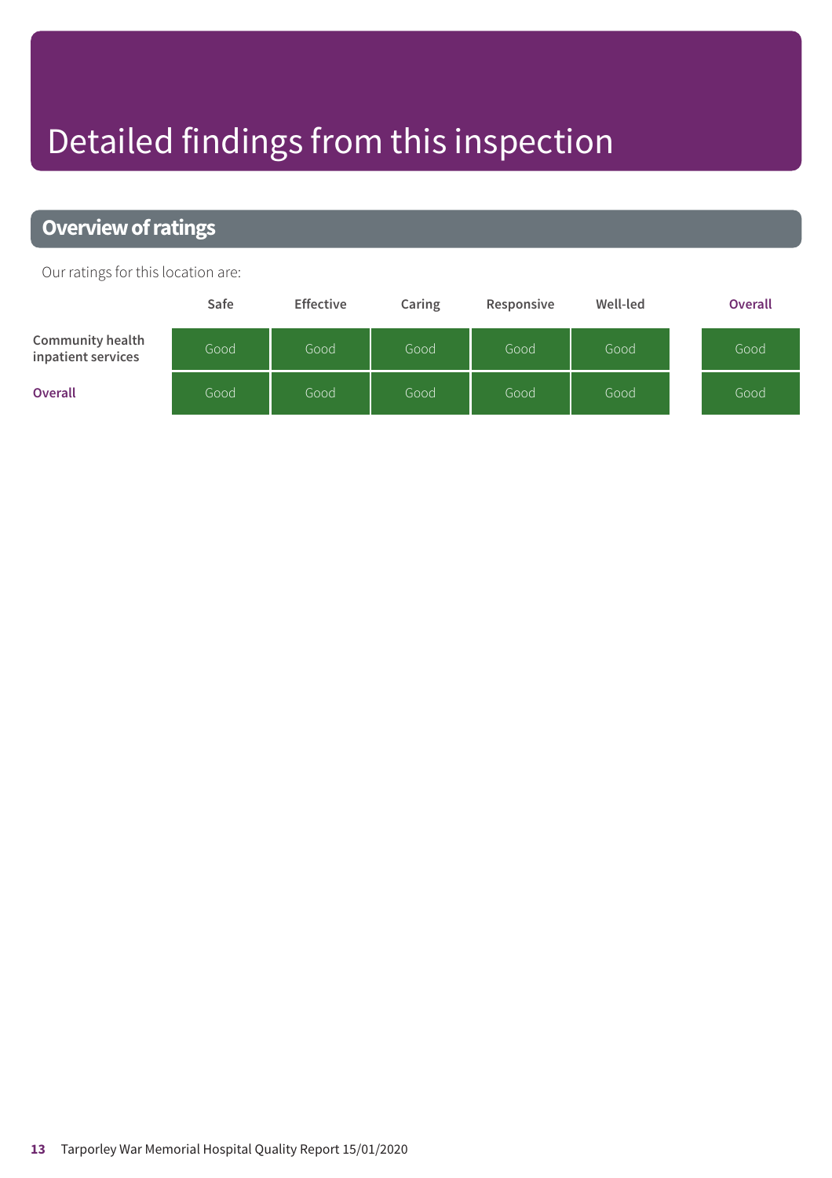# Detailed findings from this inspection

## Overview of ratings

Our ratings for this location are:

| | Safe | Effective | Caring | Responsive | Well-led | Overall |
|---|---|---|---|---|---|---|
| Community health inpatient services | Good | Good | Good | Good | Good | Good |
| **Overall** | Good | Good | Good | Good | Good | Good |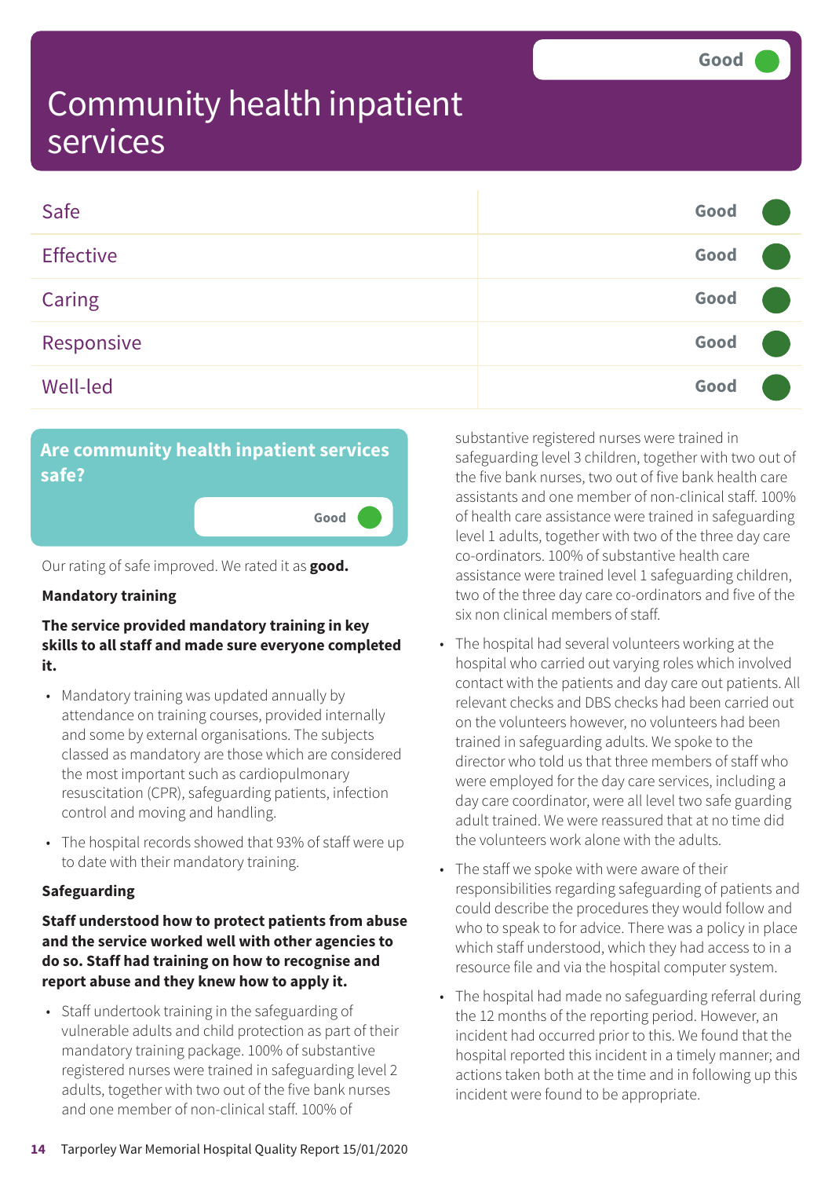# Community health inpatient services

Good

| | |
|---|---|
| Safe | Good |
| Effective | Good |
| Caring | Good |
| Responsive | Good |
| Well-led | Good |

## Are community health inpatient services safe?

Good

Our rating of safe improved. We rated it as **good.**

**Mandatory training**

**The service provided mandatory training in key skills to all staff and made sure everyone completed it.**

- Mandatory training was updated annually by attendance on training courses, provided internally and some by external organisations. The subjects classed as mandatory are those which are considered the most important such as cardiopulmonary resuscitation (CPR), safeguarding patients, infection control and moving and handling.
- The hospital records showed that 93% of staff were up to date with their mandatory training.

**Safeguarding**

**Staff understood how to protect patients from abuse and the service worked well with other agencies to do so. Staff had training on how to recognise and report abuse and they knew how to apply it.**

- Staff undertook training in the safeguarding of vulnerable adults and child protection as part of their mandatory training package. 100% of substantive registered nurses were trained in safeguarding level 2 adults, together with two out of the five bank nurses and one member of non-clinical staff. 100% of substantive registered nurses were trained in safeguarding level 3 children, together with two out of the five bank nurses, two out of five bank health care assistants and one member of non-clinical staff. 100% of health care assistance were trained in safeguarding level 1 adults, together with two of the three day care co-ordinators. 100% of substantive health care assistance were trained level 1 safeguarding children, two of the three day care co-ordinators and five of the six non clinical members of staff.
- The hospital had several volunteers working at the hospital who carried out varying roles which involved contact with the patients and day care out patients. All relevant checks and DBS checks had been carried out on the volunteers however, no volunteers had been trained in safeguarding adults. We spoke to the director who told us that three members of staff who were employed for the day care services, including a day care coordinator, were all level two safe guarding adult trained. We were reassured that at no time did the volunteers work alone with the adults.
- The staff we spoke with were aware of their responsibilities regarding safeguarding of patients and could describe the procedures they would follow and who to speak to for advice. There was a policy in place which staff understood, which they had access to in a resource file and via the hospital computer system.
- The hospital had made no safeguarding referral during the 12 months of the reporting period. However, an incident had occurred prior to this. We found that the hospital reported this incident in a timely manner; and actions taken both at the time and in following up this incident were found to be appropriate.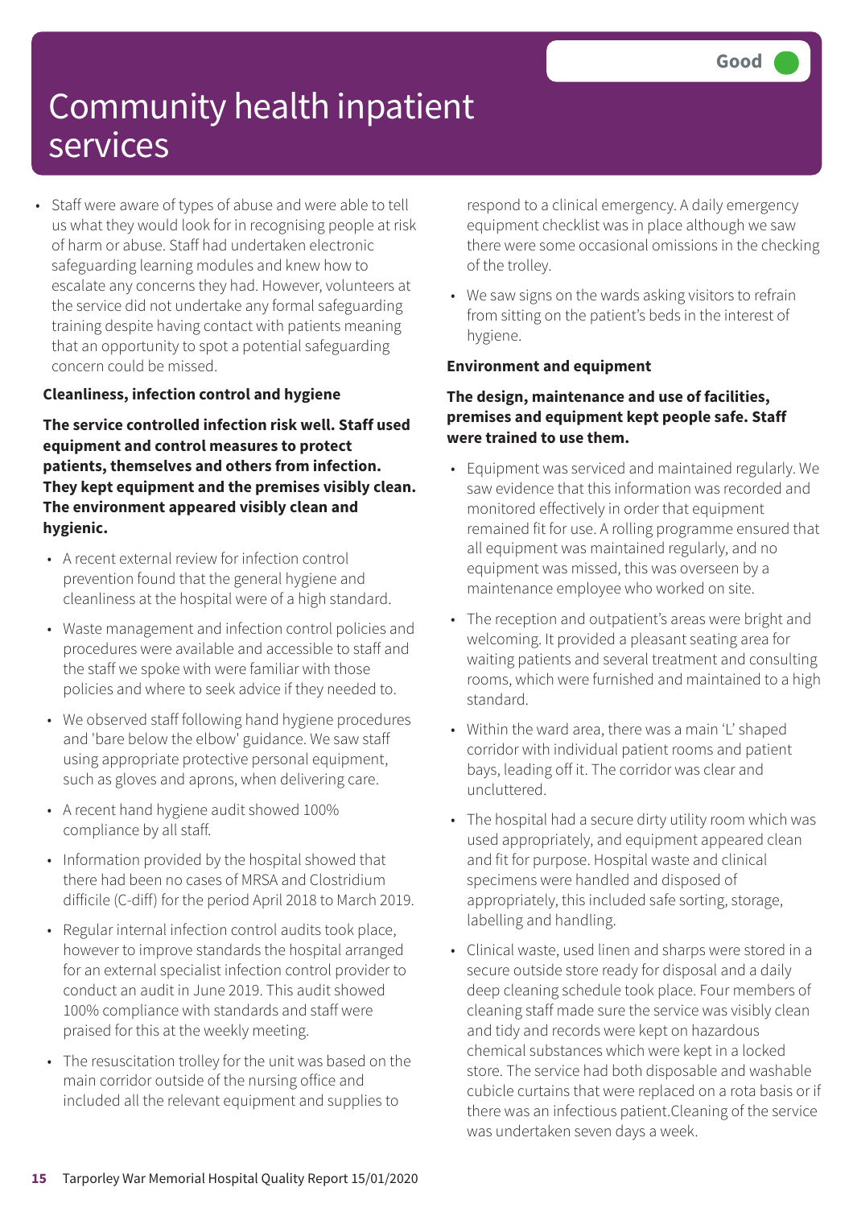# Community health inpatient services

Good

- Staff were aware of types of abuse and were able to tell us what they would look for in recognising people at risk of harm or abuse. Staff had undertaken electronic safeguarding learning modules and knew how to escalate any concerns they had. However, volunteers at the service did not undertake any formal safeguarding training despite having contact with patients meaning that an opportunity to spot a potential safeguarding concern could be missed.

**Cleanliness, infection control and hygiene**

**The service controlled infection risk well. Staff used equipment and control measures to protect patients, themselves and others from infection. They kept equipment and the premises visibly clean. The environment appeared visibly clean and hygienic.**

- A recent external review for infection control prevention found that the general hygiene and cleanliness at the hospital were of a high standard.
- Waste management and infection control policies and procedures were available and accessible to staff and the staff we spoke with were familiar with those policies and where to seek advice if they needed to.
- We observed staff following hand hygiene procedures and 'bare below the elbow' guidance. We saw staff using appropriate protective personal equipment, such as gloves and aprons, when delivering care.
- A recent hand hygiene audit showed 100% compliance by all staff.
- Information provided by the hospital showed that there had been no cases of MRSA and Clostridium difficile (C-diff) for the period April 2018 to March 2019.
- Regular internal infection control audits took place, however to improve standards the hospital arranged for an external specialist infection control provider to conduct an audit in June 2019. This audit showed 100% compliance with standards and staff were praised for this at the weekly meeting.
- The resuscitation trolley for the unit was based on the main corridor outside of the nursing office and included all the relevant equipment and supplies to respond to a clinical emergency. A daily emergency equipment checklist was in place although we saw there were some occasional omissions in the checking of the trolley.
- We saw signs on the wards asking visitors to refrain from sitting on the patient's beds in the interest of hygiene.

**Environment and equipment**

**The design, maintenance and use of facilities, premises and equipment kept people safe. Staff were trained to use them.**

- Equipment was serviced and maintained regularly. We saw evidence that this information was recorded and monitored effectively in order that equipment remained fit for use. A rolling programme ensured that all equipment was maintained regularly, and no equipment was missed, this was overseen by a maintenance employee who worked on site.
- The reception and outpatient's areas were bright and welcoming. It provided a pleasant seating area for waiting patients and several treatment and consulting rooms, which were furnished and maintained to a high standard.
- Within the ward area, there was a main 'L' shaped corridor with individual patient rooms and patient bays, leading off it. The corridor was clear and uncluttered.
- The hospital had a secure dirty utility room which was used appropriately, and equipment appeared clean and fit for purpose. Hospital waste and clinical specimens were handled and disposed of appropriately, this included safe sorting, storage, labelling and handling.
- Clinical waste, used linen and sharps were stored in a secure outside store ready for disposal and a daily deep cleaning schedule took place. Four members of cleaning staff made sure the service was visibly clean and tidy and records were kept on hazardous chemical substances which were kept in a locked store. The service had both disposable and washable cubicle curtains that were replaced on a rota basis or if there was an infectious patient.Cleaning of the service was undertaken seven days a week.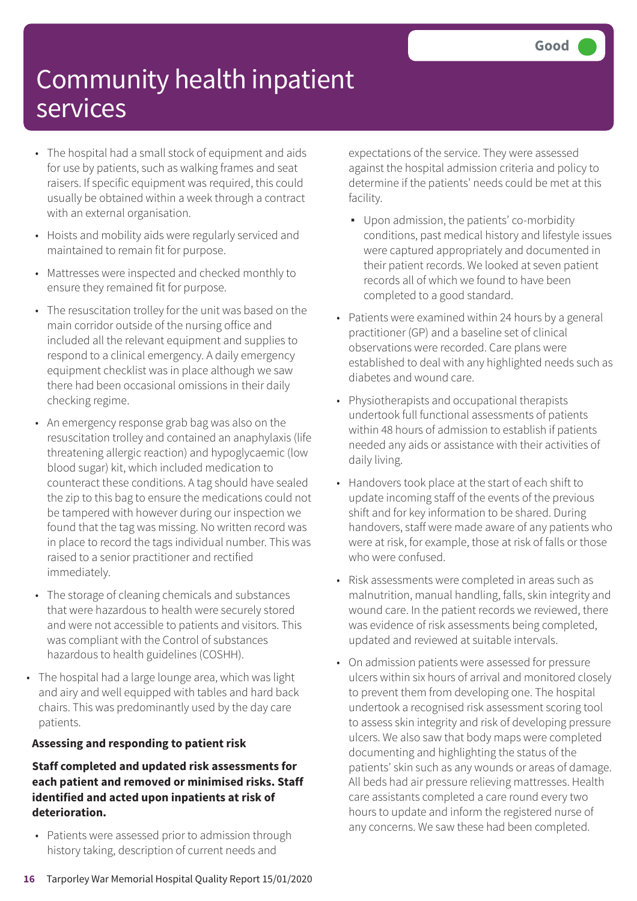# Community health inpatient services

Good

- The hospital had a small stock of equipment and aids for use by patients, such as walking frames and seat raisers. If specific equipment was required, this could usually be obtained within a week through a contract with an external organisation.
- Hoists and mobility aids were regularly serviced and maintained to remain fit for purpose.
- Mattresses were inspected and checked monthly to ensure they remained fit for purpose.
- The resuscitation trolley for the unit was based on the main corridor outside of the nursing office and included all the relevant equipment and supplies to respond to a clinical emergency. A daily emergency equipment checklist was in place although we saw there had been occasional omissions in their daily checking regime.
- An emergency response grab bag was also on the resuscitation trolley and contained an anaphylaxis (life threatening allergic reaction) and hypoglycaemic (low blood sugar) kit, which included medication to counteract these conditions. A tag should have sealed the zip to this bag to ensure the medications could not be tampered with however during our inspection we found that the tag was missing. No written record was in place to record the tags individual number. This was raised to a senior practitioner and rectified immediately.
- The storage of cleaning chemicals and substances that were hazardous to health were securely stored and were not accessible to patients and visitors. This was compliant with the Control of substances hazardous to health guidelines (COSHH).
- The hospital had a large lounge area, which was light and airy and well equipped with tables and hard back chairs. This was predominantly used by the day care patients.

**Assessing and responding to patient risk**

**Staff completed and updated risk assessments for each patient and removed or minimised risks. Staff identified and acted upon inpatients at risk of deterioration.**

- Patients were assessed prior to admission through history taking, description of current needs and expectations of the service. They were assessed against the hospital admission criteria and policy to determine if the patients' needs could be met at this facility.
  - Upon admission, the patients' co-morbidity conditions, past medical history and lifestyle issues were captured appropriately and documented in their patient records. We looked at seven patient records all of which we found to have been completed to a good standard.
- Patients were examined within 24 hours by a general practitioner (GP) and a baseline set of clinical observations were recorded. Care plans were established to deal with any highlighted needs such as diabetes and wound care.
- Physiotherapists and occupational therapists undertook full functional assessments of patients within 48 hours of admission to establish if patients needed any aids or assistance with their activities of daily living.
- Handovers took place at the start of each shift to update incoming staff of the events of the previous shift and for key information to be shared. During handovers, staff were made aware of any patients who were at risk, for example, those at risk of falls or those who were confused.
- Risk assessments were completed in areas such as malnutrition, manual handling, falls, skin integrity and wound care. In the patient records we reviewed, there was evidence of risk assessments being completed, updated and reviewed at suitable intervals.
- On admission patients were assessed for pressure ulcers within six hours of arrival and monitored closely to prevent them from developing one. The hospital undertook a recognised risk assessment scoring tool to assess skin integrity and risk of developing pressure ulcers. We also saw that body maps were completed documenting and highlighting the status of the patients' skin such as any wounds or areas of damage. All beds had air pressure relieving mattresses. Health care assistants completed a care round every two hours to update and inform the registered nurse of any concerns. We saw these had been completed.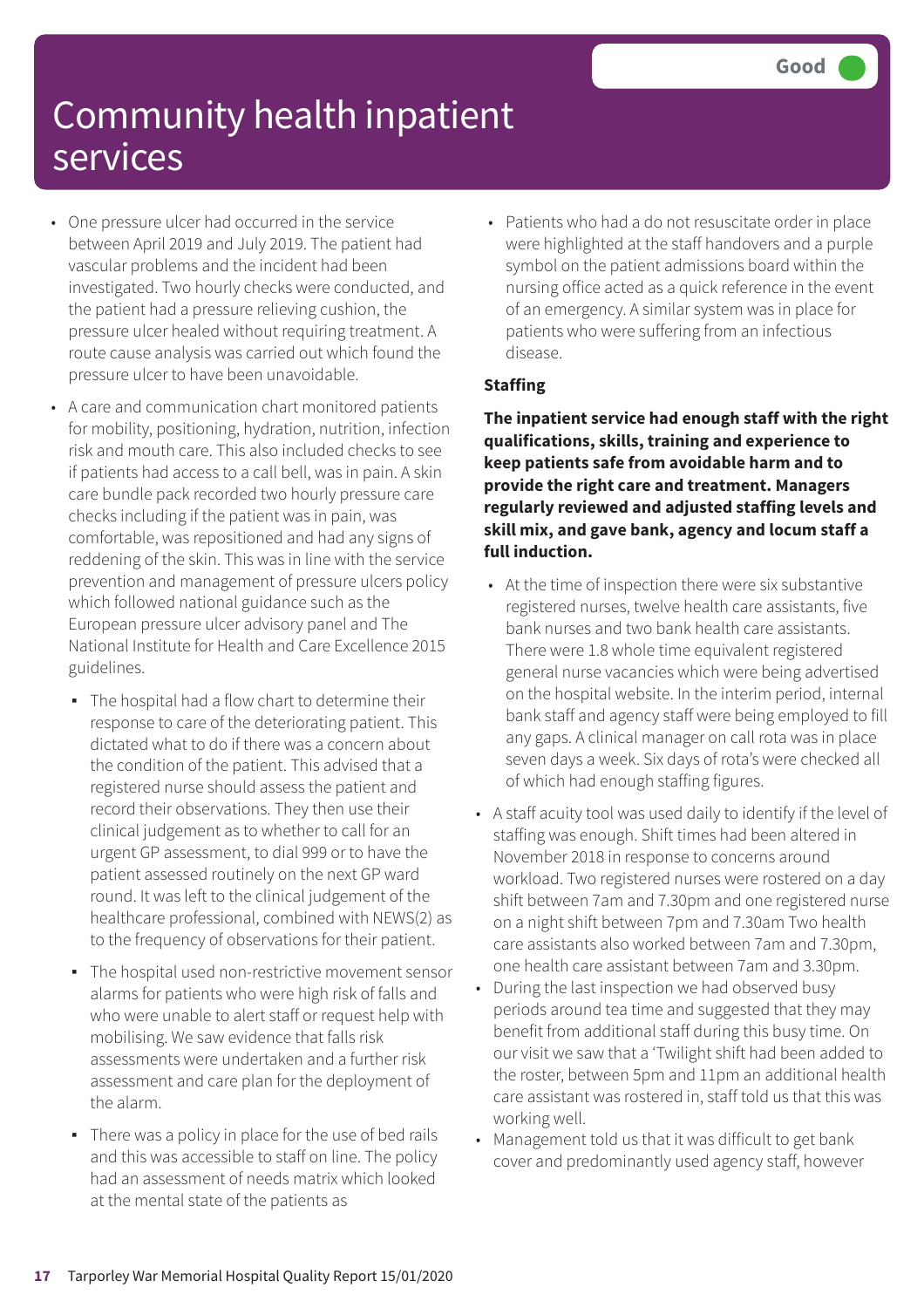# Community health inpatient services

Good

- One pressure ulcer had occurred in the service between April 2019 and July 2019. The patient had vascular problems and the incident had been investigated. Two hourly checks were conducted, and the patient had a pressure relieving cushion, the pressure ulcer healed without requiring treatment. A route cause analysis was carried out which found the pressure ulcer to have been unavoidable.
- A care and communication chart monitored patients for mobility, positioning, hydration, nutrition, infection risk and mouth care. This also included checks to see if patients had access to a call bell, was in pain. A skin care bundle pack recorded two hourly pressure care checks including if the patient was in pain, was comfortable, was repositioned and had any signs of reddening of the skin. This was in line with the service prevention and management of pressure ulcers policy which followed national guidance such as the European pressure ulcer advisory panel and The National Institute for Health and Care Excellence 2015 guidelines.
  - The hospital had a flow chart to determine their response to care of the deteriorating patient. This dictated what to do if there was a concern about the condition of the patient. This advised that a registered nurse should assess the patient and record their observations. They then use their clinical judgement as to whether to call for an urgent GP assessment, to dial 999 or to have the patient assessed routinely on the next GP ward round. It was left to the clinical judgement of the healthcare professional, combined with NEWS(2) as to the frequency of observations for their patient.
  - The hospital used non-restrictive movement sensor alarms for patients who were high risk of falls and who were unable to alert staff or request help with mobilising. We saw evidence that falls risk assessments were undertaken and a further risk assessment and care plan for the deployment of the alarm.
  - There was a policy in place for the use of bed rails and this was accessible to staff on line. The policy had an assessment of needs matrix which looked at the mental state of the patients as
- Patients who had a do not resuscitate order in place were highlighted at the staff handovers and a purple symbol on the patient admissions board within the nursing office acted as a quick reference in the event of an emergency. A similar system was in place for patients who were suffering from an infectious disease.

**Staffing**

**The inpatient service had enough staff with the right qualifications, skills, training and experience to keep patients safe from avoidable harm and to provide the right care and treatment. Managers regularly reviewed and adjusted staffing levels and skill mix, and gave bank, agency and locum staff a full induction.**

- At the time of inspection there were six substantive registered nurses, twelve health care assistants, five bank nurses and two bank health care assistants. There were 1.8 whole time equivalent registered general nurse vacancies which were being advertised on the hospital website. In the interim period, internal bank staff and agency staff were being employed to fill any gaps. A clinical manager on call rota was in place seven days a week. Six days of rota's were checked all of which had enough staffing figures.
- A staff acuity tool was used daily to identify if the level of staffing was enough. Shift times had been altered in November 2018 in response to concerns around workload. Two registered nurses were rostered on a day shift between 7am and 7.30pm and one registered nurse on a night shift between 7pm and 7.30am Two health care assistants also worked between 7am and 7.30pm, one health care assistant between 7am and 3.30pm.
- During the last inspection we had observed busy periods around tea time and suggested that they may benefit from additional staff during this busy time. On our visit we saw that a 'Twilight shift had been added to the roster, between 5pm and 11pm an additional health care assistant was rostered in, staff told us that this was working well.
- Management told us that it was difficult to get bank cover and predominantly used agency staff, however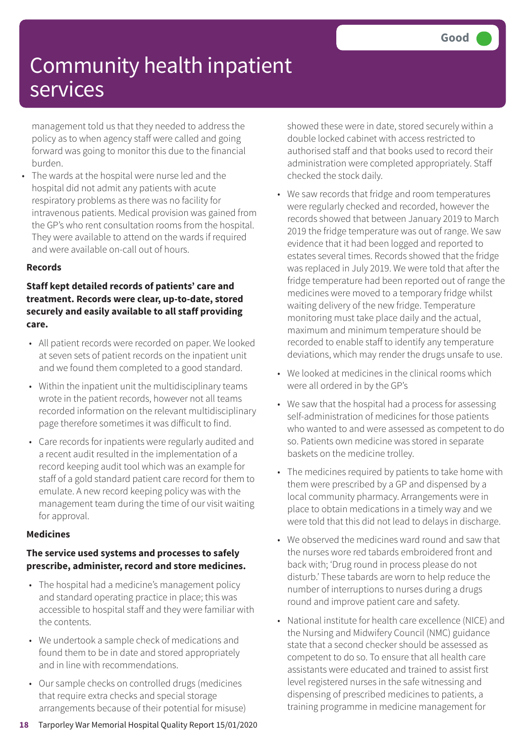# Community health inpatient services

Good

management told us that they needed to address the policy as to when agency staff were called and going forward was going to monitor this due to the financial burden.

- The wards at the hospital were nurse led and the hospital did not admit any patients with acute respiratory problems as there was no facility for intravenous patients. Medical provision was gained from the GP's who rent consultation rooms from the hospital. They were available to attend on the wards if required and were available on-call out of hours.

**Records**

**Staff kept detailed records of patients' care and treatment. Records were clear, up-to-date, stored securely and easily available to all staff providing care.**

- All patient records were recorded on paper. We looked at seven sets of patient records on the inpatient unit and we found them completed to a good standard.
- Within the inpatient unit the multidisciplinary teams wrote in the patient records, however not all teams recorded information on the relevant multidisciplinary page therefore sometimes it was difficult to find.
- Care records for inpatients were regularly audited and a recent audit resulted in the implementation of a record keeping audit tool which was an example for staff of a gold standard patient care record for them to emulate. A new record keeping policy was with the management team during the time of our visit waiting for approval.

**Medicines**

**The service used systems and processes to safely prescribe, administer, record and store medicines.**

- The hospital had a medicine's management policy and standard operating practice in place; this was accessible to hospital staff and they were familiar with the contents.
- We undertook a sample check of medications and found them to be in date and stored appropriately and in line with recommendations.
- Our sample checks on controlled drugs (medicines that require extra checks and special storage arrangements because of their potential for misuse) showed these were in date, stored securely within a double locked cabinet with access restricted to authorised staff and that books used to record their administration were completed appropriately. Staff checked the stock daily.
- We saw records that fridge and room temperatures were regularly checked and recorded, however the records showed that between January 2019 to March 2019 the fridge temperature was out of range. We saw evidence that it had been logged and reported to estates several times. Records showed that the fridge was replaced in July 2019. We were told that after the fridge temperature had been reported out of range the medicines were moved to a temporary fridge whilst waiting delivery of the new fridge. Temperature monitoring must take place daily and the actual, maximum and minimum temperature should be recorded to enable staff to identify any temperature deviations, which may render the drugs unsafe to use.
- We looked at medicines in the clinical rooms which were all ordered in by the GP's
- We saw that the hospital had a process for assessing self-administration of medicines for those patients who wanted to and were assessed as competent to do so. Patients own medicine was stored in separate baskets on the medicine trolley.
- The medicines required by patients to take home with them were prescribed by a GP and dispensed by a local community pharmacy. Arrangements were in place to obtain medications in a timely way and we were told that this did not lead to delays in discharge.
- We observed the medicines ward round and saw that the nurses wore red tabards embroidered front and back with; 'Drug round in process please do not disturb.' These tabards are worn to help reduce the number of interruptions to nurses during a drugs round and improve patient care and safety.
- National institute for health care excellence (NICE) and the Nursing and Midwifery Council (NMC) guidance state that a second checker should be assessed as competent to do so. To ensure that all health care assistants were educated and trained to assist first level registered nurses in the safe witnessing and dispensing of prescribed medicines to patients, a training programme in medicine management for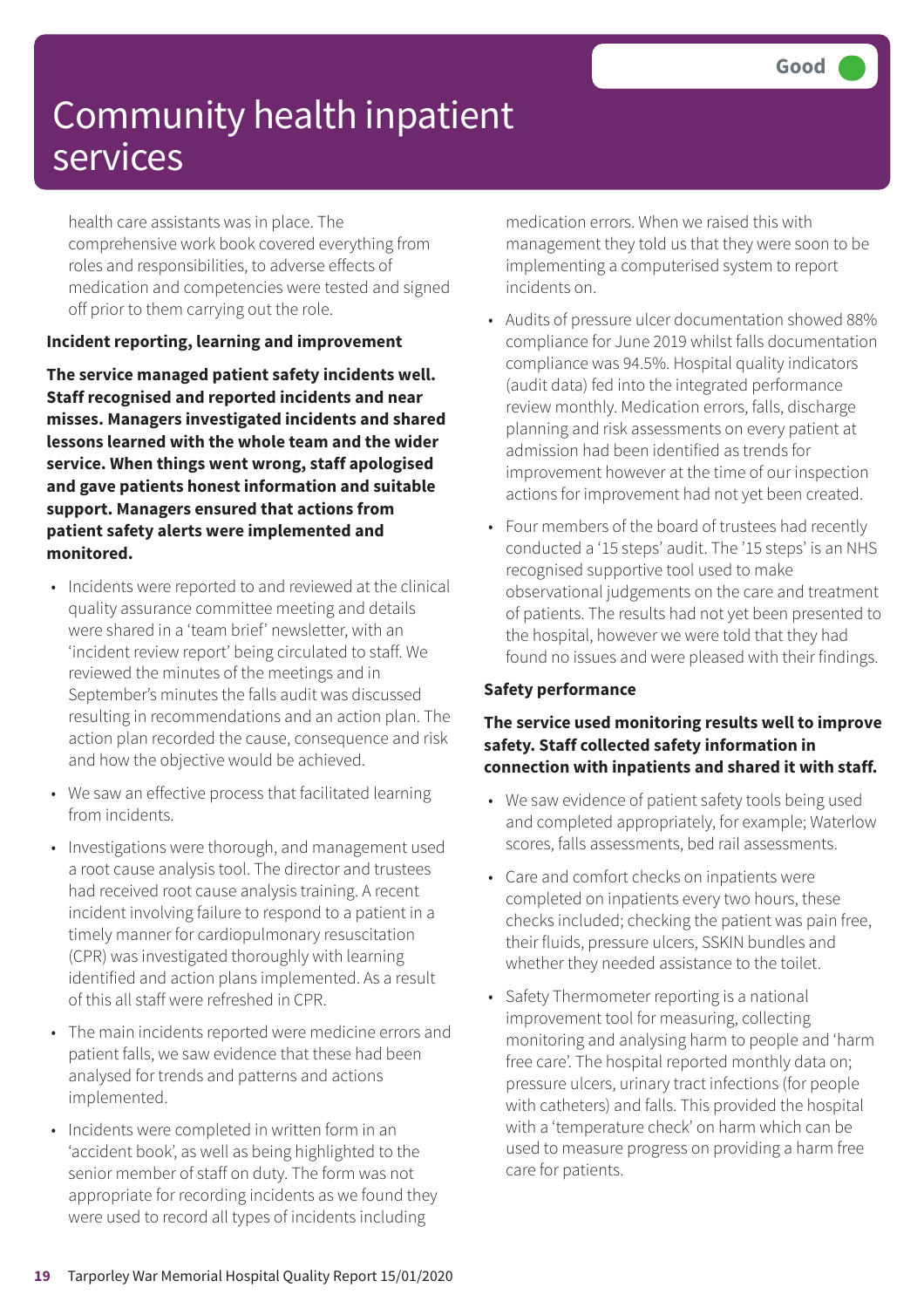health care assistants was in place. The comprehensive work book covered everything from roles and responsibilities, to adverse effects of medication and competencies were tested and signed off prior to them carrying out the role.

**Incident reporting, learning and improvement**

**The service managed patient safety incidents well. Staff recognised and reported incidents and near misses. Managers investigated incidents and shared lessons learned with the whole team and the wider service. When things went wrong, staff apologised and gave patients honest information and suitable support. Managers ensured that actions from patient safety alerts were implemented and monitored.**

- Incidents were reported to and reviewed at the clinical quality assurance committee meeting and details were shared in a 'team brief' newsletter, with an 'incident review report' being circulated to staff. We reviewed the minutes of the meetings and in September's minutes the falls audit was discussed resulting in recommendations and an action plan. The action plan recorded the cause, consequence and risk and how the objective would be achieved.
- We saw an effective process that facilitated learning from incidents.
- Investigations were thorough, and management used a root cause analysis tool. The director and trustees had received root cause analysis training. A recent incident involving failure to respond to a patient in a timely manner for cardiopulmonary resuscitation (CPR) was investigated thoroughly with learning identified and action plans implemented. As a result of this all staff were refreshed in CPR.
- The main incidents reported were medicine errors and patient falls, we saw evidence that these had been analysed for trends and patterns and actions implemented.
- Incidents were completed in written form in an 'accident book', as well as being highlighted to the senior member of staff on duty. The form was not appropriate for recording incidents as we found they were used to record all types of incidents including medication errors. When we raised this with management they told us that they were soon to be implementing a computerised system to report incidents on.
- Audits of pressure ulcer documentation showed 88% compliance for June 2019 whilst falls documentation compliance was 94.5%. Hospital quality indicators (audit data) fed into the integrated performance review monthly. Medication errors, falls, discharge planning and risk assessments on every patient at admission had been identified as trends for improvement however at the time of our inspection actions for improvement had not yet been created.
- Four members of the board of trustees had recently conducted a '15 steps' audit. The '15 steps' is an NHS recognised supportive tool used to make observational judgements on the care and treatment of patients. The results had not yet been presented to the hospital, however we were told that they had found no issues and were pleased with their findings.

**Safety performance**

**The service used monitoring results well to improve safety. Staff collected safety information in connection with inpatients and shared it with staff.**

- We saw evidence of patient safety tools being used and completed appropriately, for example; Waterlow scores, falls assessments, bed rail assessments.
- Care and comfort checks on inpatients were completed on inpatients every two hours, these checks included; checking the patient was pain free, their fluids, pressure ulcers, SSKIN bundles and whether they needed assistance to the toilet.
- Safety Thermometer reporting is a national improvement tool for measuring, collecting monitoring and analysing harm to people and 'harm free care'. The hospital reported monthly data on; pressure ulcers, urinary tract infections (for people with catheters) and falls. This provided the hospital with a 'temperature check' on harm which can be used to measure progress on providing a harm free care for patients.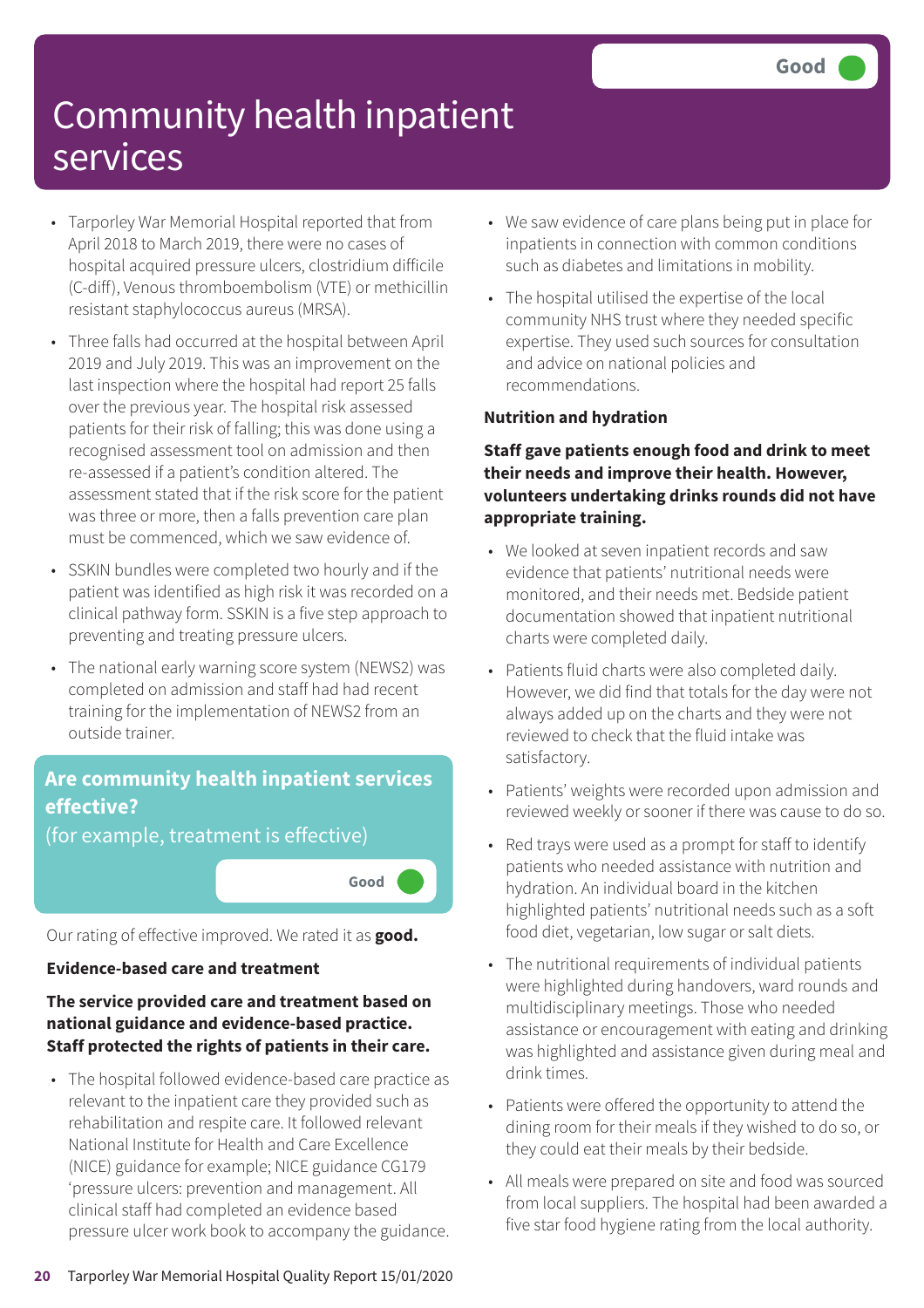# Community health inpatient services

Good

- Tarporley War Memorial Hospital reported that from April 2018 to March 2019, there were no cases of hospital acquired pressure ulcers, clostridium difficile (C-diff), Venous thromboembolism (VTE) or methicillin resistant staphylococcus aureus (MRSA).
- Three falls had occurred at the hospital between April 2019 and July 2019. This was an improvement on the last inspection where the hospital had report 25 falls over the previous year. The hospital risk assessed patients for their risk of falling; this was done using a recognised assessment tool on admission and then re-assessed if a patient's condition altered. The assessment stated that if the risk score for the patient was three or more, then a falls prevention care plan must be commenced, which we saw evidence of.
- SSKIN bundles were completed two hourly and if the patient was identified as high risk it was recorded on a clinical pathway form. SSKIN is a five step approach to preventing and treating pressure ulcers.
- The national early warning score system (NEWS2) was completed on admission and staff had had recent training for the implementation of NEWS2 from an outside trainer.

## Are community health inpatient services effective?

(for example, treatment is effective)

Good

Our rating of effective improved. We rated it as **good.**

### Evidence-based care and treatment

**The service provided care and treatment based on national guidance and evidence-based practice. Staff protected the rights of patients in their care.**

- The hospital followed evidence-based care practice as relevant to the inpatient care they provided such as rehabilitation and respite care. It followed relevant National Institute for Health and Care Excellence (NICE) guidance for example; NICE guidance CG179 'pressure ulcers: prevention and management. All clinical staff had completed an evidence based pressure ulcer work book to accompany the guidance.
- We saw evidence of care plans being put in place for inpatients in connection with common conditions such as diabetes and limitations in mobility.
- The hospital utilised the expertise of the local community NHS trust where they needed specific expertise. They used such sources for consultation and advice on national policies and recommendations.

### Nutrition and hydration

**Staff gave patients enough food and drink to meet their needs and improve their health. However, volunteers undertaking drinks rounds did not have appropriate training.**

- We looked at seven inpatient records and saw evidence that patients' nutritional needs were monitored, and their needs met. Bedside patient documentation showed that inpatient nutritional charts were completed daily.
- Patients fluid charts were also completed daily. However, we did find that totals for the day were not always added up on the charts and they were not reviewed to check that the fluid intake was satisfactory.
- Patients' weights were recorded upon admission and reviewed weekly or sooner if there was cause to do so.
- Red trays were used as a prompt for staff to identify patients who needed assistance with nutrition and hydration. An individual board in the kitchen highlighted patients' nutritional needs such as a soft food diet, vegetarian, low sugar or salt diets.
- The nutritional requirements of individual patients were highlighted during handovers, ward rounds and multidisciplinary meetings. Those who needed assistance or encouragement with eating and drinking was highlighted and assistance given during meal and drink times.
- Patients were offered the opportunity to attend the dining room for their meals if they wished to do so, or they could eat their meals by their bedside.
- All meals were prepared on site and food was sourced from local suppliers. The hospital had been awarded a five star food hygiene rating from the local authority.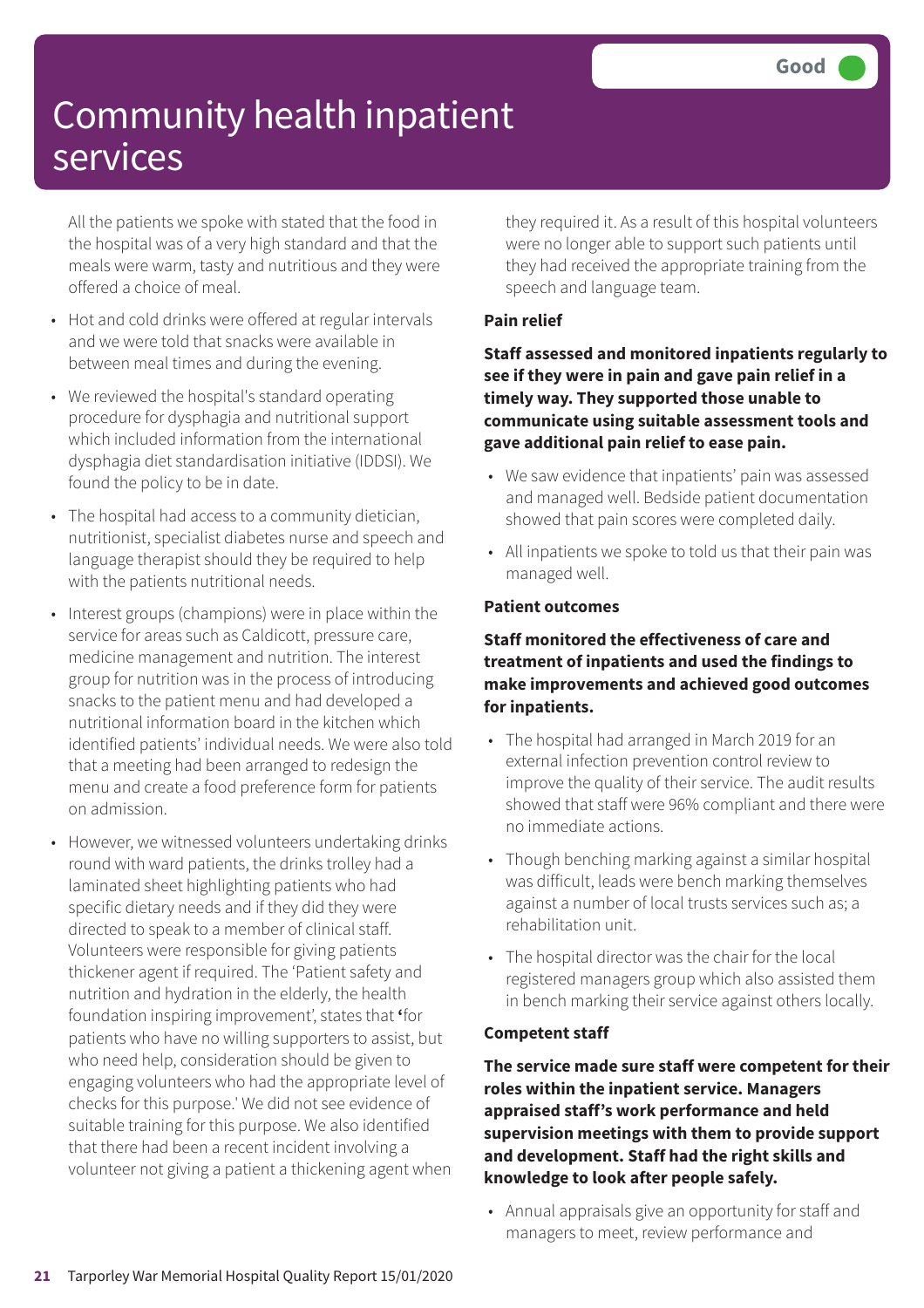# Community health inpatient services

Good

All the patients we spoke with stated that the food in the hospital was of a very high standard and that the meals were warm, tasty and nutritious and they were offered a choice of meal.

- Hot and cold drinks were offered at regular intervals and we were told that snacks were available in between meal times and during the evening.
- We reviewed the hospital's standard operating procedure for dysphagia and nutritional support which included information from the international dysphagia diet standardisation initiative (IDDSI). We found the policy to be in date.
- The hospital had access to a community dietician, nutritionist, specialist diabetes nurse and speech and language therapist should they be required to help with the patients nutritional needs.
- Interest groups (champions) were in place within the service for areas such as Caldicott, pressure care, medicine management and nutrition. The interest group for nutrition was in the process of introducing snacks to the patient menu and had developed a nutritional information board in the kitchen which identified patients' individual needs. We were also told that a meeting had been arranged to redesign the menu and create a food preference form for patients on admission.
- However, we witnessed volunteers undertaking drinks round with ward patients, the drinks trolley had a laminated sheet highlighting patients who had specific dietary needs and if they did they were directed to speak to a member of clinical staff. Volunteers were responsible for giving patients thickener agent if required. The 'Patient safety and nutrition and hydration in the elderly, the health foundation inspiring improvement', states that **'**for patients who have no willing supporters to assist, but who need help, consideration should be given to engaging volunteers who had the appropriate level of checks for this purpose.' We did not see evidence of suitable training for this purpose. We also identified that there had been a recent incident involving a volunteer not giving a patient a thickening agent when they required it. As a result of this hospital volunteers were no longer able to support such patients until they had received the appropriate training from the speech and language team.

### Pain relief

**Staff assessed and monitored inpatients regularly to see if they were in pain and gave pain relief in a timely way. They supported those unable to communicate using suitable assessment tools and gave additional pain relief to ease pain.**

- We saw evidence that inpatients' pain was assessed and managed well. Bedside patient documentation showed that pain scores were completed daily.
- All inpatients we spoke to told us that their pain was managed well.

### Patient outcomes

**Staff monitored the effectiveness of care and treatment of inpatients and used the findings to make improvements and achieved good outcomes for inpatients.**

- The hospital had arranged in March 2019 for an external infection prevention control review to improve the quality of their service. The audit results showed that staff were 96% compliant and there were no immediate actions.
- Though benching marking against a similar hospital was difficult, leads were bench marking themselves against a number of local trusts services such as; a rehabilitation unit.
- The hospital director was the chair for the local registered managers group which also assisted them in bench marking their service against others locally.

### Competent staff

**The service made sure staff were competent for their roles within the inpatient service. Managers appraised staff's work performance and held supervision meetings with them to provide support and development. Staff had the right skills and knowledge to look after people safely.**

- Annual appraisals give an opportunity for staff and managers to meet, review performance and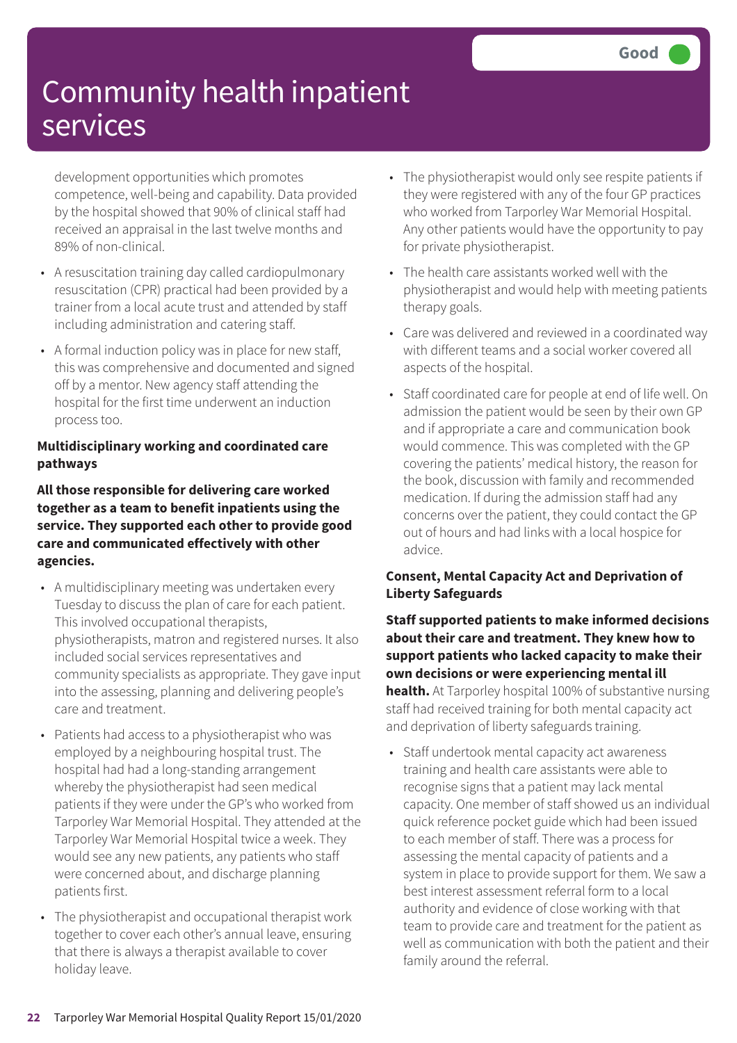development opportunities which promotes competence, well-being and capability. Data provided by the hospital showed that 90% of clinical staff had received an appraisal in the last twelve months and 89% of non-clinical.

- A resuscitation training day called cardiopulmonary resuscitation (CPR) practical had been provided by a trainer from a local acute trust and attended by staff including administration and catering staff.
- A formal induction policy was in place for new staff, this was comprehensive and documented and signed off by a mentor. New agency staff attending the hospital for the first time underwent an induction process too.

**Multidisciplinary working and coordinated care pathways**

**All those responsible for delivering care worked together as a team to benefit inpatients using the service. They supported each other to provide good care and communicated effectively with other agencies.**

- A multidisciplinary meeting was undertaken every Tuesday to discuss the plan of care for each patient. This involved occupational therapists, physiotherapists, matron and registered nurses. It also included social services representatives and community specialists as appropriate. They gave input into the assessing, planning and delivering people's care and treatment.
- Patients had access to a physiotherapist who was employed by a neighbouring hospital trust. The hospital had had a long-standing arrangement whereby the physiotherapist had seen medical patients if they were under the GP's who worked from Tarporley War Memorial Hospital. They attended at the Tarporley War Memorial Hospital twice a week. They would see any new patients, any patients who staff were concerned about, and discharge planning patients first.
- The physiotherapist and occupational therapist work together to cover each other's annual leave, ensuring that there is always a therapist available to cover holiday leave.
- The physiotherapist would only see respite patients if they were registered with any of the four GP practices who worked from Tarporley War Memorial Hospital. Any other patients would have the opportunity to pay for private physiotherapist.
- The health care assistants worked well with the physiotherapist and would help with meeting patients therapy goals.
- Care was delivered and reviewed in a coordinated way with different teams and a social worker covered all aspects of the hospital.
- Staff coordinated care for people at end of life well. On admission the patient would be seen by their own GP and if appropriate a care and communication book would commence. This was completed with the GP covering the patients' medical history, the reason for the book, discussion with family and recommended medication. If during the admission staff had any concerns over the patient, they could contact the GP out of hours and had links with a local hospice for advice.

**Consent, Mental Capacity Act and Deprivation of Liberty Safeguards**

**Staff supported patients to make informed decisions about their care and treatment. They knew how to support patients who lacked capacity to make their own decisions or were experiencing mental ill health.** At Tarporley hospital 100% of substantive nursing staff had received training for both mental capacity act and deprivation of liberty safeguards training.

- Staff undertook mental capacity act awareness training and health care assistants were able to recognise signs that a patient may lack mental capacity. One member of staff showed us an individual quick reference pocket guide which had been issued to each member of staff. There was a process for assessing the mental capacity of patients and a system in place to provide support for them. We saw a best interest assessment referral form to a local authority and evidence of close working with that team to provide care and treatment for the patient as well as communication with both the patient and their family around the referral.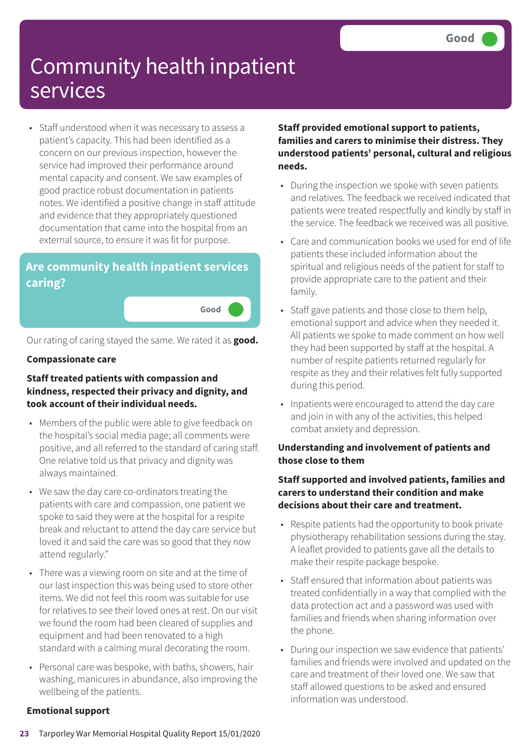# Community health inpatient services

Good

- Staff understood when it was necessary to assess a patient's capacity. This had been identified as a concern on our previous inspection, however the service had improved their performance around mental capacity and consent. We saw examples of good practice robust documentation in patients notes. We identified a positive change in staff attitude and evidence that they appropriately questioned documentation that came into the hospital from an external source, to ensure it was fit for purpose.

## Are community health inpatient services caring?

Good

Our rating of caring stayed the same. We rated it as **good.**

### Compassionate care

**Staff treated patients with compassion and kindness, respected their privacy and dignity, and took account of their individual needs.**

- Members of the public were able to give feedback on the hospital's social media page; all comments were positive, and all referred to the standard of caring staff. One relative told us that privacy and dignity was always maintained.
- We saw the day care co-ordinators treating the patients with care and compassion, one patient we spoke to said they were at the hospital for a respite break and reluctant to attend the day care service but loved it and said the care was so good that they now attend regularly."
- There was a viewing room on site and at the time of our last inspection this was being used to store other items. We did not feel this room was suitable for use for relatives to see their loved ones at rest. On our visit we found the room had been cleared of supplies and equipment and had been renovated to a high standard with a calming mural decorating the room.
- Personal care was bespoke, with baths, showers, hair washing, manicures in abundance, also improving the wellbeing of the patients.

### Emotional support

**Staff provided emotional support to patients, families and carers to minimise their distress. They understood patients' personal, cultural and religious needs.**

- During the inspection we spoke with seven patients and relatives. The feedback we received indicated that patients were treated respectfully and kindly by staff in the service. The feedback we received was all positive.
- Care and communication books we used for end of life patients these included information about the spiritual and religious needs of the patient for staff to provide appropriate care to the patient and their family.
- Staff gave patients and those close to them help, emotional support and advice when they needed it. All patients we spoke to made comment on how well they had been supported by staff at the hospital. A number of respite patients returned regularly for respite as they and their relatives felt fully supported during this period.
- Inpatients were encouraged to attend the day care and join in with any of the activities, this helped combat anxiety and depression.

### Understanding and involvement of patients and those close to them

**Staff supported and involved patients, families and carers to understand their condition and make decisions about their care and treatment.**

- Respite patients had the opportunity to book private physiotherapy rehabilitation sessions during the stay. A leaflet provided to patients gave all the details to make their respite package bespoke.
- Staff ensured that information about patients was treated confidentially in a way that complied with the data protection act and a password was used with families and friends when sharing information over the phone.
- During our inspection we saw evidence that patients' families and friends were involved and updated on the care and treatment of their loved one. We saw that staff allowed questions to be asked and ensured information was understood.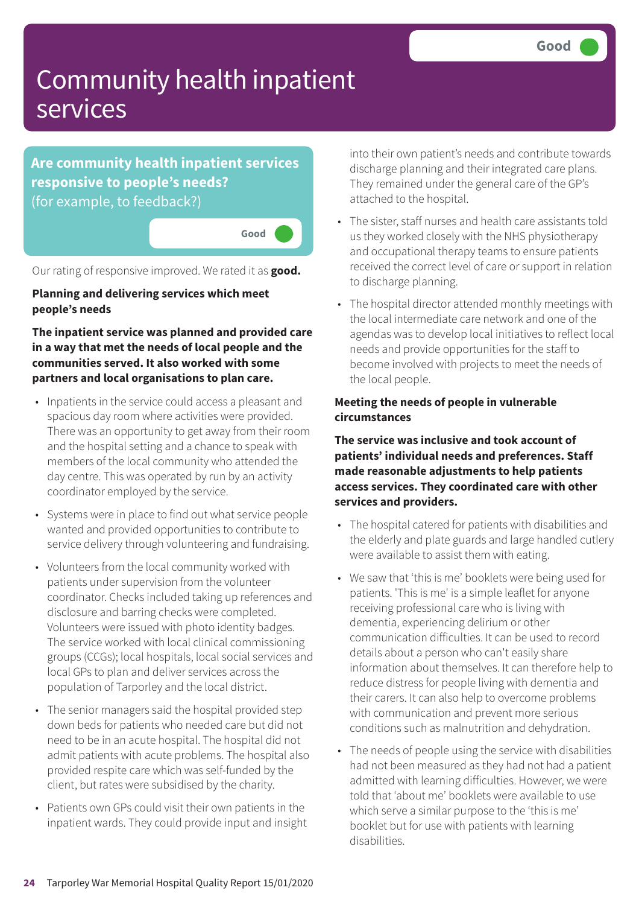Good

# Community health inpatient services

## Are community health inpatient services responsive to people's needs?

(for example, to feedback?)

Good

Our rating of responsive improved. We rated it as **good.**

### Planning and delivering services which meet people's needs

**The inpatient service was planned and provided care in a way that met the needs of local people and the communities served. It also worked with some partners and local organisations to plan care.**

- Inpatients in the service could access a pleasant and spacious day room where activities were provided. There was an opportunity to get away from their room and the hospital setting and a chance to speak with members of the local community who attended the day centre. This was operated by run by an activity coordinator employed by the service.
- Systems were in place to find out what service people wanted and provided opportunities to contribute to service delivery through volunteering and fundraising.
- Volunteers from the local community worked with patients under supervision from the volunteer coordinator. Checks included taking up references and disclosure and barring checks were completed. Volunteers were issued with photo identity badges. The service worked with local clinical commissioning groups (CCGs); local hospitals, local social services and local GPs to plan and deliver services across the population of Tarporley and the local district.
- The senior managers said the hospital provided step down beds for patients who needed care but did not need to be in an acute hospital. The hospital did not admit patients with acute problems. The hospital also provided respite care which was self-funded by the client, but rates were subsidised by the charity.
- Patients own GPs could visit their own patients in the inpatient wards. They could provide input and insight into their own patient's needs and contribute towards discharge planning and their integrated care plans. They remained under the general care of the GP's attached to the hospital.
- The sister, staff nurses and health care assistants told us they worked closely with the NHS physiotherapy and occupational therapy teams to ensure patients received the correct level of care or support in relation to discharge planning.
- The hospital director attended monthly meetings with the local intermediate care network and one of the agendas was to develop local initiatives to reflect local needs and provide opportunities for the staff to become involved with projects to meet the needs of the local people.

### Meeting the needs of people in vulnerable circumstances

**The service was inclusive and took account of patients' individual needs and preferences. Staff made reasonable adjustments to help patients access services. They coordinated care with other services and providers.**

- The hospital catered for patients with disabilities and the elderly and plate guards and large handled cutlery were available to assist them with eating.
- We saw that 'this is me' booklets were being used for patients. 'This is me' is a simple leaflet for anyone receiving professional care who is living with dementia, experiencing delirium or other communication difficulties. It can be used to record details about a person who can't easily share information about themselves. It can therefore help to reduce distress for people living with dementia and their carers. It can also help to overcome problems with communication and prevent more serious conditions such as malnutrition and dehydration.
- The needs of people using the service with disabilities had not been measured as they had not had a patient admitted with learning difficulties. However, we were told that 'about me' booklets were available to use which serve a similar purpose to the 'this is me' booklet but for use with patients with learning disabilities.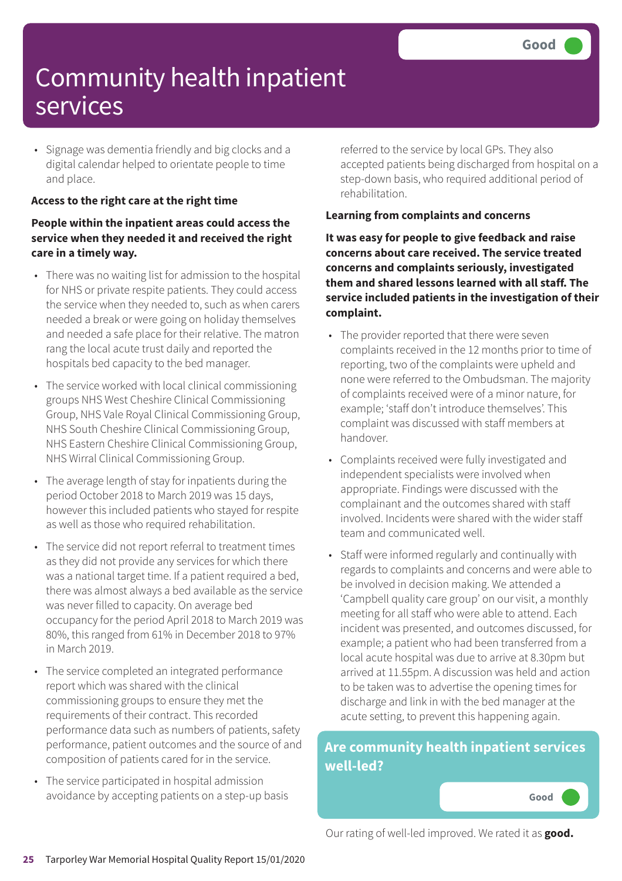# Community health inpatient services

Good

- Signage was dementia friendly and big clocks and a digital calendar helped to orientate people to time and place.

**Access to the right care at the right time**

**People within the inpatient areas could access the service when they needed it and received the right care in a timely way.**

- There was no waiting list for admission to the hospital for NHS or private respite patients. They could access the service when they needed to, such as when carers needed a break or were going on holiday themselves and needed a safe place for their relative. The matron rang the local acute trust daily and reported the hospitals bed capacity to the bed manager.
- The service worked with local clinical commissioning groups NHS West Cheshire Clinical Commissioning Group, NHS Vale Royal Clinical Commissioning Group, NHS South Cheshire Clinical Commissioning Group, NHS Eastern Cheshire Clinical Commissioning Group, NHS Wirral Clinical Commissioning Group.
- The average length of stay for inpatients during the period October 2018 to March 2019 was 15 days, however this included patients who stayed for respite as well as those who required rehabilitation.
- The service did not report referral to treatment times as they did not provide any services for which there was a national target time. If a patient required a bed, there was almost always a bed available as the service was never filled to capacity. On average bed occupancy for the period April 2018 to March 2019 was 80%, this ranged from 61% in December 2018 to 97% in March 2019.
- The service completed an integrated performance report which was shared with the clinical commissioning groups to ensure they met the requirements of their contract. This recorded performance data such as numbers of patients, safety performance, patient outcomes and the source of and composition of patients cared for in the service.
- The service participated in hospital admission avoidance by accepting patients on a step-up basis referred to the service by local GPs. They also accepted patients being discharged from hospital on a step-down basis, who required additional period of rehabilitation.

**Learning from complaints and concerns**

**It was easy for people to give feedback and raise concerns about care received. The service treated concerns and complaints seriously, investigated them and shared lessons learned with all staff. The service included patients in the investigation of their complaint.**

- The provider reported that there were seven complaints received in the 12 months prior to time of reporting, two of the complaints were upheld and none were referred to the Ombudsman. The majority of complaints received were of a minor nature, for example; 'staff don't introduce themselves'. This complaint was discussed with staff members at handover.
- Complaints received were fully investigated and independent specialists were involved when appropriate. Findings were discussed with the complainant and the outcomes shared with staff involved. Incidents were shared with the wider staff team and communicated well.
- Staff were informed regularly and continually with regards to complaints and concerns and were able to be involved in decision making. We attended a 'Campbell quality care group' on our visit, a monthly meeting for all staff who were able to attend. Each incident was presented, and outcomes discussed, for example; a patient who had been transferred from a local acute hospital was due to arrive at 8.30pm but arrived at 11.55pm. A discussion was held and action to be taken was to advertise the opening times for discharge and link in with the bed manager at the acute setting, to prevent this happening again.

## Are community health inpatient services well-led?

Good

Our rating of well-led improved. We rated it as **good.**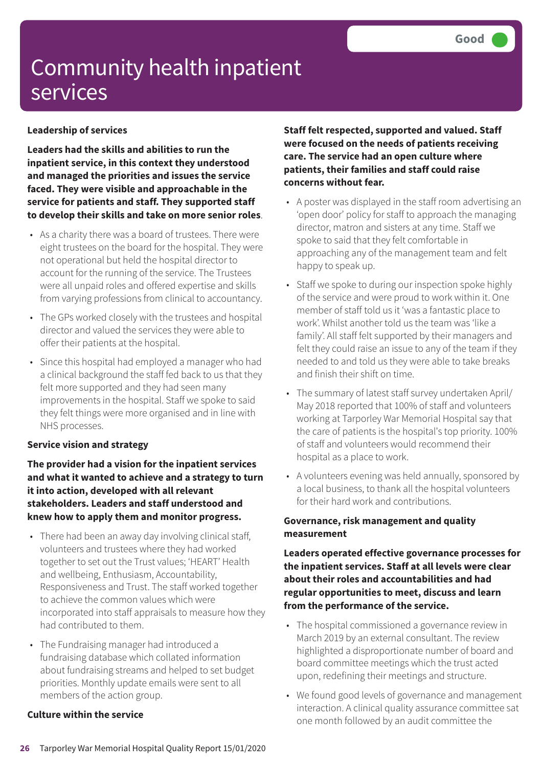Good

# Community health inpatient services

### Leadership of services

**Leaders had the skills and abilities to run the inpatient service, in this context they understood and managed the priorities and issues the service faced. They were visible and approachable in the service for patients and staff. They supported staff to develop their skills and take on more senior roles**.

- As a charity there was a board of trustees. There were eight trustees on the board for the hospital. They were not operational but held the hospital director to account for the running of the service. The Trustees were all unpaid roles and offered expertise and skills from varying professions from clinical to accountancy.
- The GPs worked closely with the trustees and hospital director and valued the services they were able to offer their patients at the hospital.
- Since this hospital had employed a manager who had a clinical background the staff fed back to us that they felt more supported and they had seen many improvements in the hospital. Staff we spoke to said they felt things were more organised and in line with NHS processes.

### Service vision and strategy

**The provider had a vision for the inpatient services and what it wanted to achieve and a strategy to turn it into action, developed with all relevant stakeholders. Leaders and staff understood and knew how to apply them and monitor progress.**

- There had been an away day involving clinical staff, volunteers and trustees where they had worked together to set out the Trust values; 'HEART' Health and wellbeing, Enthusiasm, Accountability, Responsiveness and Trust. The staff worked together to achieve the common values which were incorporated into staff appraisals to measure how they had contributed to them.
- The Fundraising manager had introduced a fundraising database which collated information about fundraising streams and helped to set budget priorities. Monthly update emails were sent to all members of the action group.

### Culture within the service

**Staff felt respected, supported and valued. Staff were focused on the needs of patients receiving care. The service had an open culture where patients, their families and staff could raise concerns without fear.**

- A poster was displayed in the staff room advertising an 'open door' policy for staff to approach the managing director, matron and sisters at any time. Staff we spoke to said that they felt comfortable in approaching any of the management team and felt happy to speak up.
- Staff we spoke to during our inspection spoke highly of the service and were proud to work within it. One member of staff told us it 'was a fantastic place to work'. Whilst another told us the team was 'like a family'. All staff felt supported by their managers and felt they could raise an issue to any of the team if they needed to and told us they were able to take breaks and finish their shift on time.
- The summary of latest staff survey undertaken April/May 2018 reported that 100% of staff and volunteers working at Tarporley War Memorial Hospital say that the care of patients is the hospital's top priority. 100% of staff and volunteers would recommend their hospital as a place to work.
- A volunteers evening was held annually, sponsored by a local business, to thank all the hospital volunteers for their hard work and contributions.

### Governance, risk management and quality measurement

**Leaders operated effective governance processes for the inpatient services. Staff at all levels were clear about their roles and accountabilities and had regular opportunities to meet, discuss and learn from the performance of the service.**

- The hospital commissioned a governance review in March 2019 by an external consultant. The review highlighted a disproportionate number of board and board committee meetings which the trust acted upon, redefining their meetings and structure.
- We found good levels of governance and management interaction. A clinical quality assurance committee sat one month followed by an audit committee the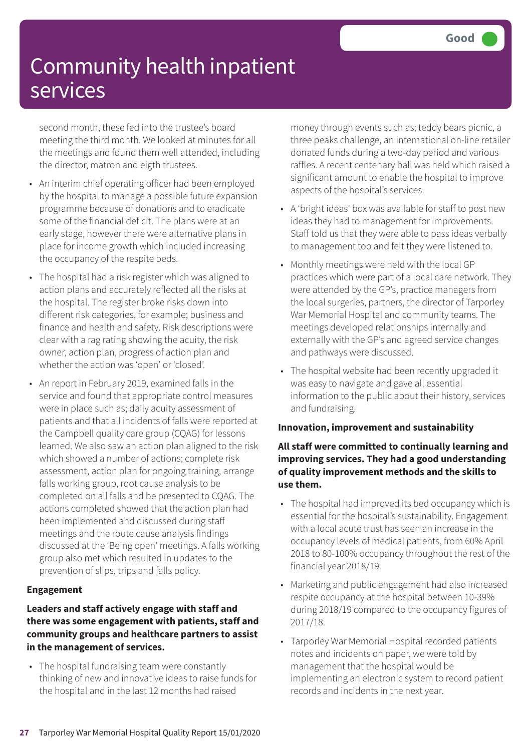# Community health inpatient services

Good

second month, these fed into the trustee's board meeting the third month. We looked at minutes for all the meetings and found them well attended, including the director, matron and eigth trustees.

- An interim chief operating officer had been employed by the hospital to manage a possible future expansion programme because of donations and to eradicate some of the financial deficit. The plans were at an early stage, however there were alternative plans in place for income growth which included increasing the occupancy of the respite beds.
- The hospital had a risk register which was aligned to action plans and accurately reflected all the risks at the hospital. The register broke risks down into different risk categories, for example; business and finance and health and safety. Risk descriptions were clear with a rag rating showing the acuity, the risk owner, action plan, progress of action plan and whether the action was 'open' or 'closed'.
- An report in February 2019, examined falls in the service and found that appropriate control measures were in place such as; daily acuity assessment of patients and that all incidents of falls were reported at the Campbell quality care group (CQAG) for lessons learned. We also saw an action plan aligned to the risk which showed a number of actions; complete risk assessment, action plan for ongoing training, arrange falls working group, root cause analysis to be completed on all falls and be presented to CQAG. The actions completed showed that the action plan had been implemented and discussed during staff meetings and the route cause analysis findings discussed at the 'Being open' meetings. A falls working group also met which resulted in updates to the prevention of slips, trips and falls policy.

**Engagement**

**Leaders and staff actively engage with staff and there was some engagement with patients, staff and community groups and healthcare partners to assist in the management of services.**

- The hospital fundraising team were constantly thinking of new and innovative ideas to raise funds for the hospital and in the last 12 months had raised money through events such as; teddy bears picnic, a three peaks challenge, an international on-line retailer donated funds during a two-day period and various raffles. A recent centenary ball was held which raised a significant amount to enable the hospital to improve aspects of the hospital's services.
- A 'bright ideas' box was available for staff to post new ideas they had to management for improvements. Staff told us that they were able to pass ideas verbally to management too and felt they were listened to.
- Monthly meetings were held with the local GP practices which were part of a local care network. They were attended by the GP's, practice managers from the local surgeries, partners, the director of Tarporley War Memorial Hospital and community teams. The meetings developed relationships internally and externally with the GP's and agreed service changes and pathways were discussed.
- The hospital website had been recently upgraded it was easy to navigate and gave all essential information to the public about their history, services and fundraising.

**Innovation, improvement and sustainability**

**All staff were committed to continually learning and improving services. They had a good understanding of quality improvement methods and the skills to use them.**

- The hospital had improved its bed occupancy which is essential for the hospital's sustainability. Engagement with a local acute trust has seen an increase in the occupancy levels of medical patients, from 60% April 2018 to 80-100% occupancy throughout the rest of the financial year 2018/19.
- Marketing and public engagement had also increased respite occupancy at the hospital between 10-39% during 2018/19 compared to the occupancy figures of 2017/18.
- Tarporley War Memorial Hospital recorded patients notes and incidents on paper, we were told by management that the hospital would be implementing an electronic system to record patient records and incidents in the next year.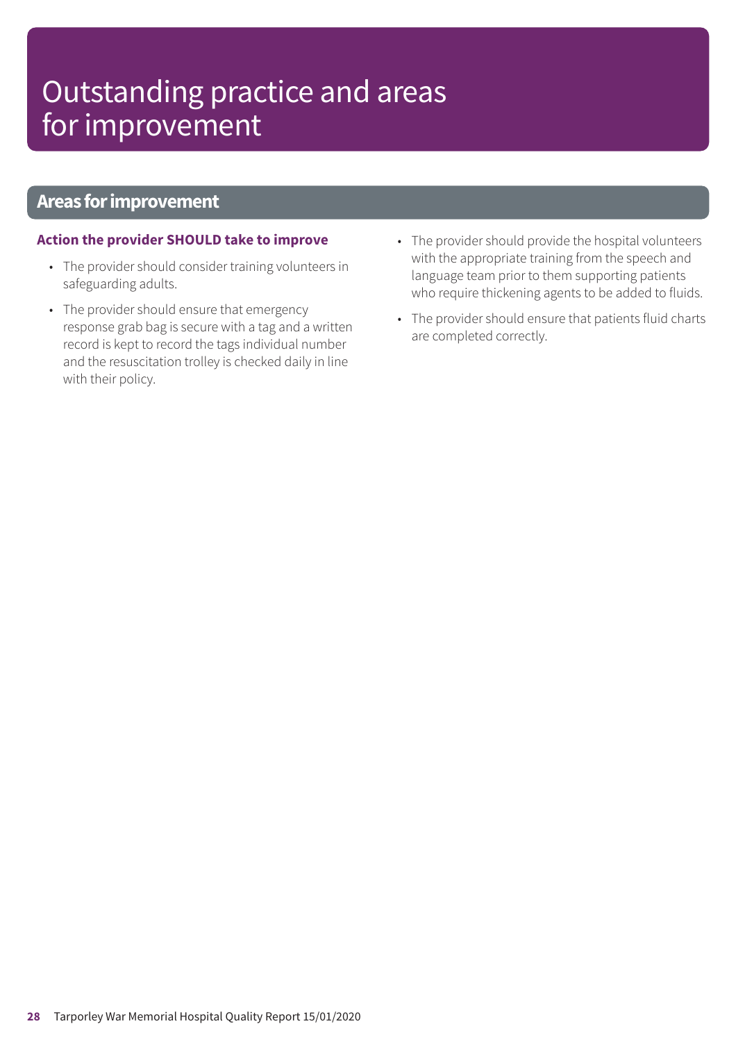# Outstanding practice and areas for improvement

## Areas for improvement

**Action the provider SHOULD take to improve**

- The provider should consider training volunteers in safeguarding adults.
- The provider should ensure that emergency response grab bag is secure with a tag and a written record is kept to record the tags individual number and the resuscitation trolley is checked daily in line with their policy.
- The provider should provide the hospital volunteers with the appropriate training from the speech and language team prior to them supporting patients who require thickening agents to be added to fluids.
- The provider should ensure that patients fluid charts are completed correctly.